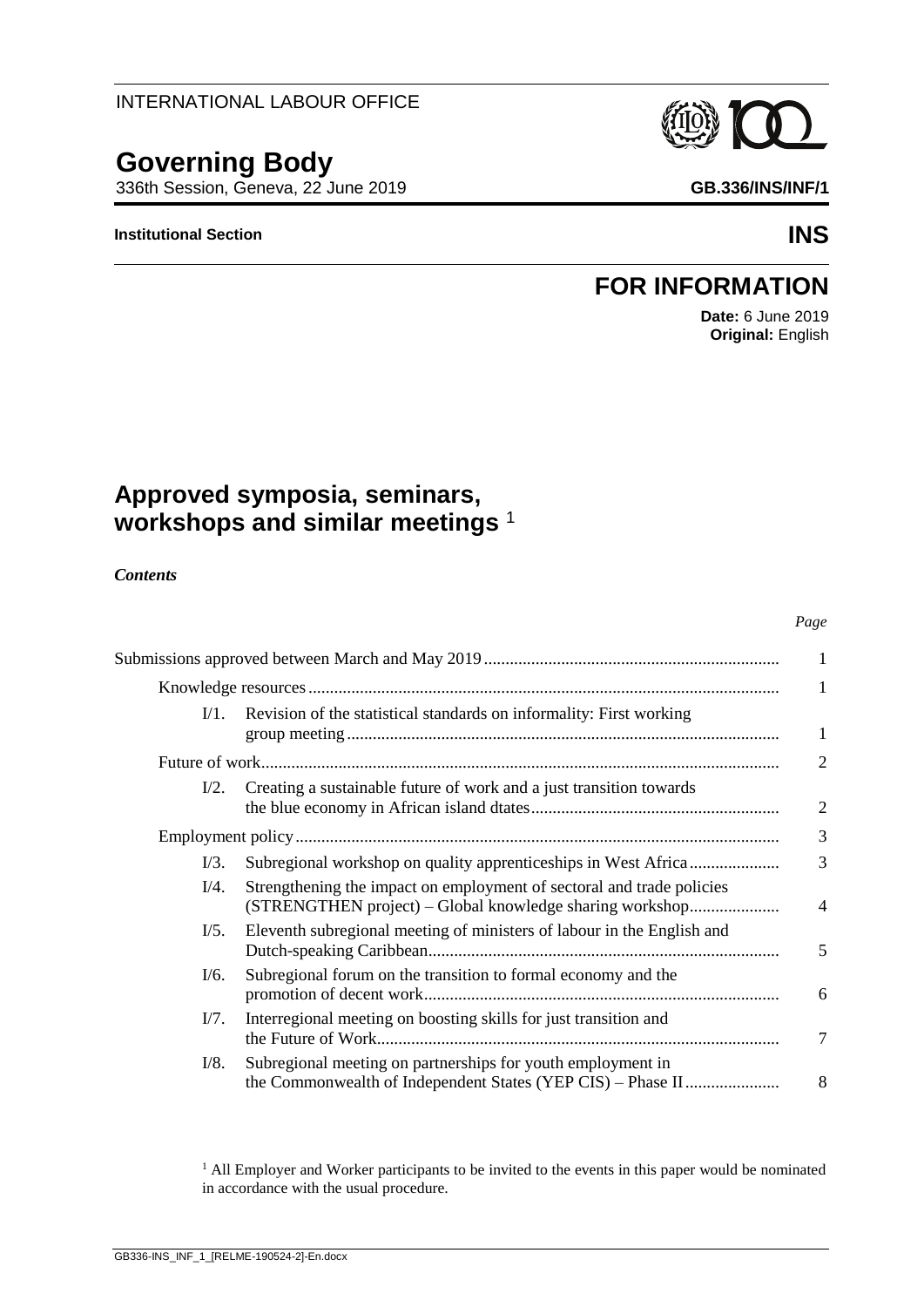INTERNATIONAL LABOUR OFFICE

# Governing Body

336th Session, Geneva, 22 June 2019

**GB.336/INS/INF/1**

**Institutional Section**

**INS**

## FOR INFORMATION

**Date:** 6 June 2019
**Original:** English

## Approved symposia, seminars, workshops and similar meetings [1]

***Contents***

| | | | *Page* |
|---|---|---|---|
| Submissions approved between March and May 2019 | | | 1 |
| | Knowledge resources | | 1 |
| | I/1. | Revision of the statistical standards on informality: First working group meeting | 1 |
| | Future of work | | 2 |
| | I/2. | Creating a sustainable future of work and a just transition towards the blue economy in African island dtates | 2 |
| | Employment policy | | 3 |
| | I/3. | Subregional workshop on quality apprenticeships in West Africa | 3 |
| | I/4. | Strengthening the impact on employment of sectoral and trade policies (STRENGTHEN project) – Global knowledge sharing workshop | 4 |
| | I/5. | Eleventh subregional meeting of ministers of labour in the English and Dutch-speaking Caribbean | 5 |
| | I/6. | Subregional forum on the transition to formal economy and the promotion of decent work | 6 |
| | I/7. | Interregional meeting on boosting skills for just transition and the Future of Work | 7 |
| | I/8. | Subregional meeting on partnerships for youth employment in the Commonwealth of Independent States (YEP CIS) – Phase II | 8 |

[1] All Employer and Worker participants to be invited to the events in this paper would be nominated in accordance with the usual procedure.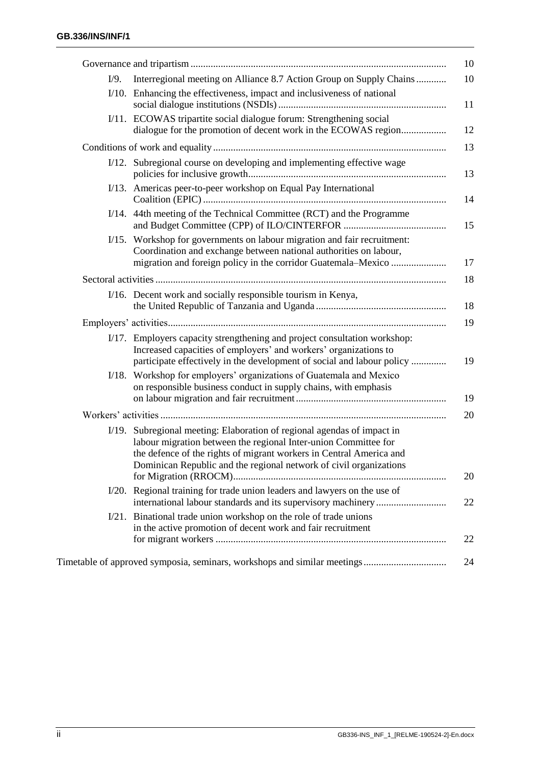| | | |
|---|---|---|
| Governance and tripartism | | 10 |
| I/9. | Interregional meeting on Alliance 8.7 Action Group on Supply Chains | 10 |
| I/10. | Enhancing the effectiveness, impact and inclusiveness of national social dialogue institutions (NSDIs) | 11 |
| I/11. | ECOWAS tripartite social dialogue forum: Strengthening social dialogue for the promotion of decent work in the ECOWAS region | 12 |
| Conditions of work and equality | | 13 |
| I/12. | Subregional course on developing and implementing effective wage policies for inclusive growth | 13 |
| I/13. | Americas peer-to-peer workshop on Equal Pay International Coalition (EPIC) | 14 |
| I/14. | 44th meeting of the Technical Committee (RCT) and the Programme and Budget Committee (CPP) of ILO/CINTERFOR | 15 |
| I/15. | Workshop for governments on labour migration and fair recruitment: Coordination and exchange between national authorities on labour, migration and foreign policy in the corridor Guatemala–Mexico | 17 |
| Sectoral activities | | 18 |
| I/16. | Decent work and socially responsible tourism in Kenya, the United Republic of Tanzania and Uganda | 18 |
| Employers' activities | | 19 |
| I/17. | Employers capacity strengthening and project consultation workshop: Increased capacities of employers' and workers' organizations to participate effectively in the development of social and labour policy | 19 |
| I/18. | Workshop for employers' organizations of Guatemala and Mexico on responsible business conduct in supply chains, with emphasis on labour migration and fair recruitment | 19 |
| Workers' activities | | 20 |
| I/19. | Subregional meeting: Elaboration of regional agendas of impact in labour migration between the regional Inter-union Committee for the defence of the rights of migrant workers in Central America and Dominican Republic and the regional network of civil organizations for Migration (RROCM) | 20 |
| I/20. | Regional training for trade union leaders and lawyers on the use of international labour standards and its supervisory machinery | 22 |
| I/21. | Binational trade union workshop on the role of trade unions in the active promotion of decent work and fair recruitment for migrant workers | 22 |
| Timetable of approved symposia, seminars, workshops and similar meetings | | 24 |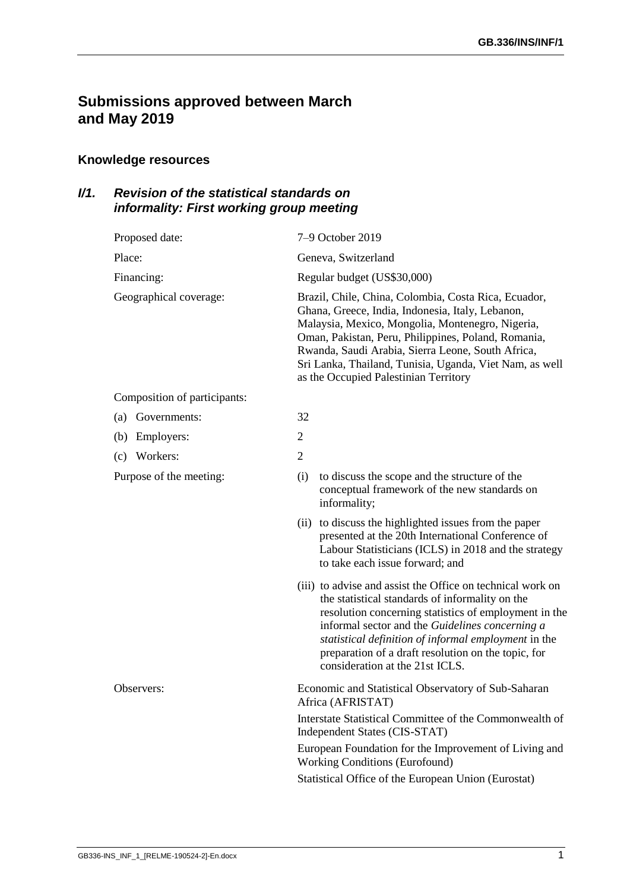# Submissions approved between March and May 2019

## Knowledge resources

### I/1. *Revision of the statistical standards on informality: First working group meeting*

| | |
|---|---|
| Proposed date: | 7–9 October 2019 |
| Place: | Geneva, Switzerland |
| Financing: | Regular budget (US$30,000) |
| Geographical coverage: | Brazil, Chile, China, Colombia, Costa Rica, Ecuador, Ghana, Greece, India, Indonesia, Italy, Lebanon, Malaysia, Mexico, Mongolia, Montenegro, Nigeria, Oman, Pakistan, Peru, Philippines, Poland, Romania, Rwanda, Saudi Arabia, Sierra Leone, South Africa, Sri Lanka, Thailand, Tunisia, Uganda, Viet Nam, as well as the Occupied Palestinian Territory |
| Composition of participants: | |
| (a) Governments: | 32 |
| (b) Employers: | 2 |
| (c) Workers: | 2 |
| Purpose of the meeting: | (i) to discuss the scope and the structure of the conceptual framework of the new standards on informality; |
| | (ii) to discuss the highlighted issues from the paper presented at the 20th International Conference of Labour Statisticians (ICLS) in 2018 and the strategy to take each issue forward; and |
| | (iii) to advise and assist the Office on technical work on the statistical standards of informality on the resolution concerning statistics of employment in the informal sector and the *Guidelines concerning a statistical definition of informal employment* in the preparation of a draft resolution on the topic, for consideration at the 21st ICLS. |
| Observers: | Economic and Statistical Observatory of Sub-Saharan Africa (AFRISTAT) |
| | Interstate Statistical Committee of the Commonwealth of Independent States (CIS-STAT) |
| | European Foundation for the Improvement of Living and Working Conditions (Eurofound) |
| | Statistical Office of the European Union (Eurostat) |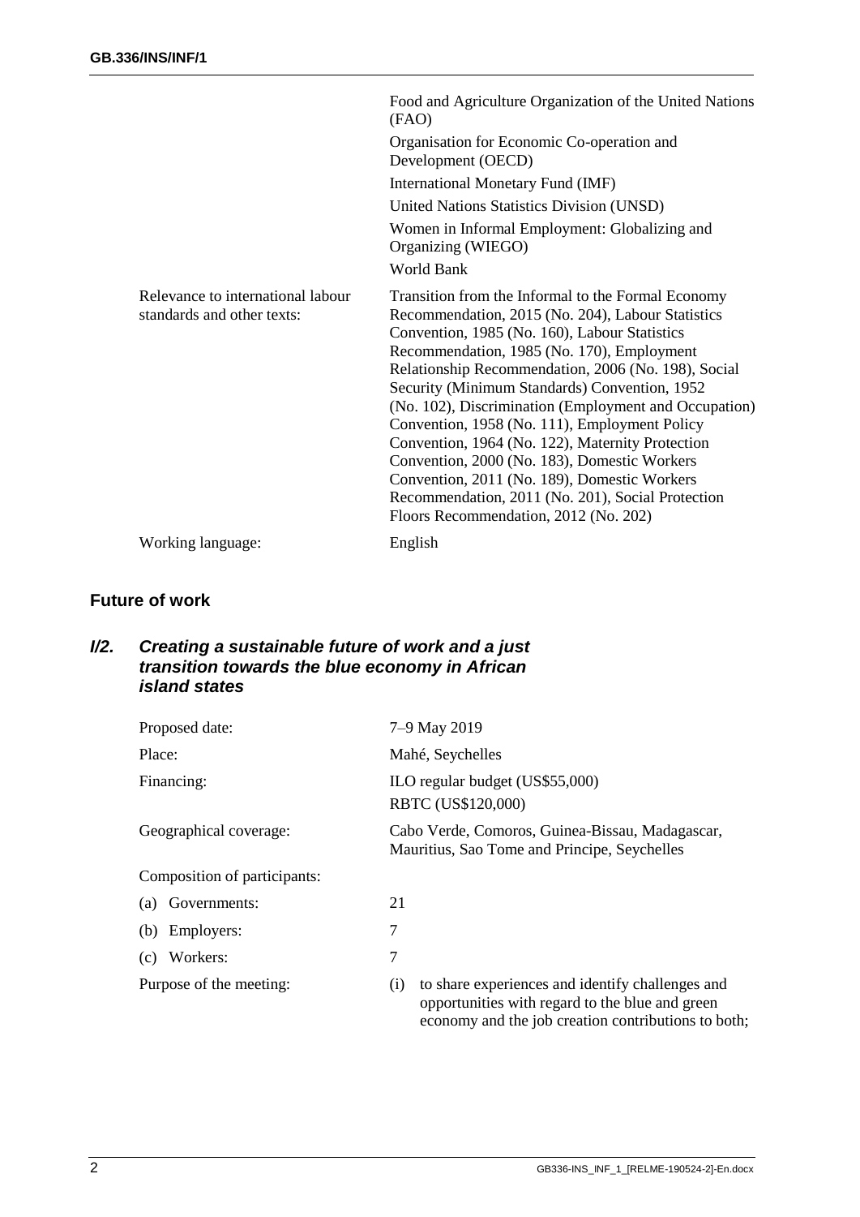| | |
|---|---|
| | Food and Agriculture Organization of the United Nations (FAO) |
| | Organisation for Economic Co-operation and Development (OECD) |
| | International Monetary Fund (IMF) |
| | United Nations Statistics Division (UNSD) |
| | Women in Informal Employment: Globalizing and Organizing (WIEGO) |
| | World Bank |
| Relevance to international labour standards and other texts: | Transition from the Informal to the Formal Economy Recommendation, 2015 (No. 204), Labour Statistics Convention, 1985 (No. 160), Labour Statistics Recommendation, 1985 (No. 170), Employment Relationship Recommendation, 2006 (No. 198), Social Security (Minimum Standards) Convention, 1952 (No. 102), Discrimination (Employment and Occupation) Convention, 1958 (No. 111), Employment Policy Convention, 1964 (No. 122), Maternity Protection Convention, 2000 (No. 183), Domestic Workers Convention, 2011 (No. 189), Domestic Workers Recommendation, 2011 (No. 201), Social Protection Floors Recommendation, 2012 (No. 202) |
| Working language: | English |

## Future of work

### *I/2. Creating a sustainable future of work and a just transition towards the blue economy in African island states*

| | |
|---|---|
| Proposed date: | 7–9 May 2019 |
| Place: | Mahé, Seychelles |
| Financing: | ILO regular budget (US$55,000)<br>RBTC (US$120,000) |
| Geographical coverage: | Cabo Verde, Comoros, Guinea-Bissau, Madagascar, Mauritius, Sao Tome and Principe, Seychelles |
| Composition of participants: | |
| (a) Governments: | 21 |
| (b) Employers: | 7 |
| (c) Workers: | 7 |
| Purpose of the meeting: | (i) to share experiences and identify challenges and opportunities with regard to the blue and green economy and the job creation contributions to both; |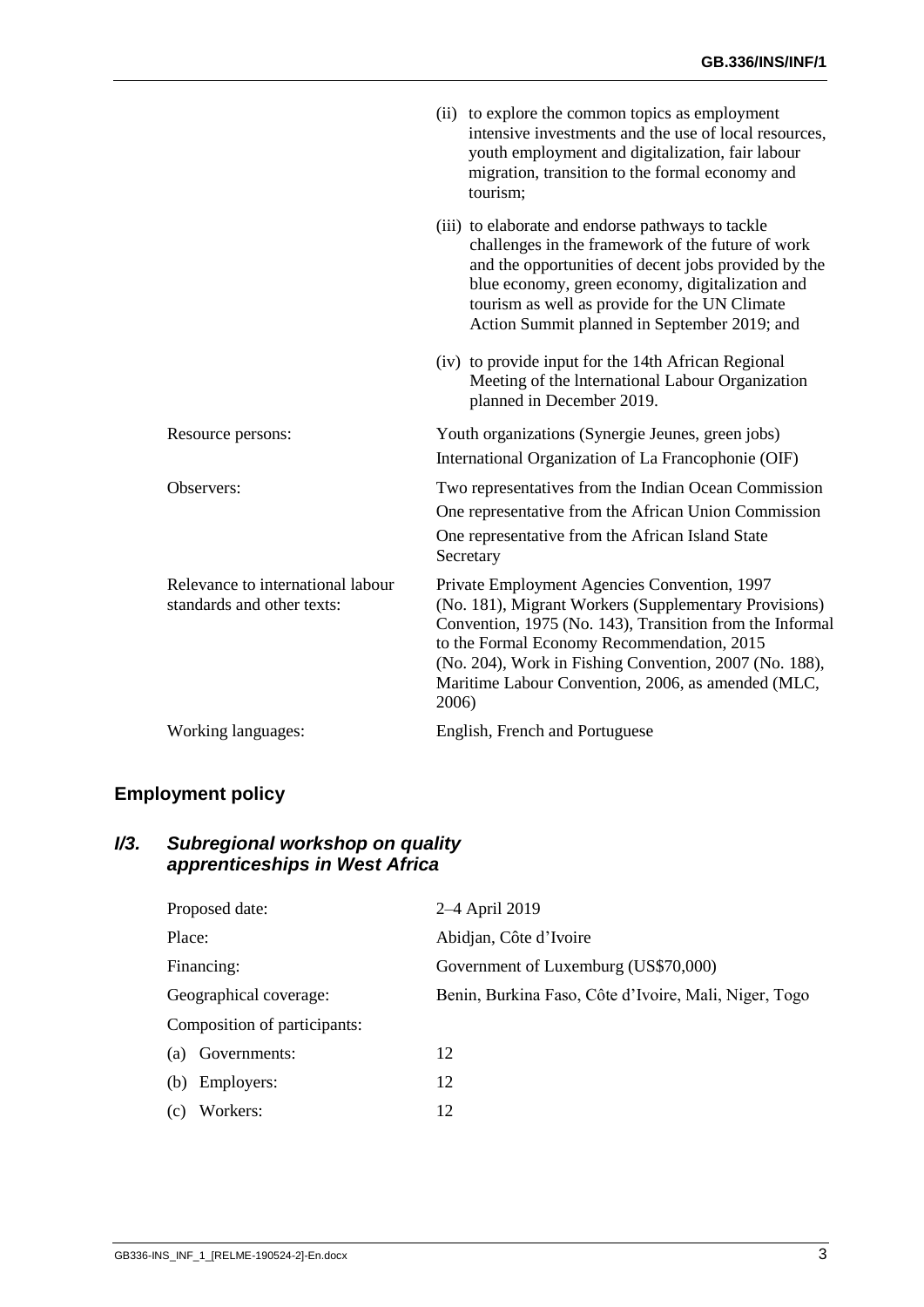| | |
|---|---|
| | (ii) to explore the common topics as employment intensive investments and the use of local resources, youth employment and digitalization, fair labour migration, transition to the formal economy and tourism; |
| | (iii) to elaborate and endorse pathways to tackle challenges in the framework of the future of work and the opportunities of decent jobs provided by the blue economy, green economy, digitalization and tourism as well as provide for the UN Climate Action Summit planned in September 2019; and |
| | (iv) to provide input for the 14th African Regional Meeting of the lnternational Labour Organization planned in December 2019. |
| Resource persons: | Youth organizations (Synergie Jeunes, green jobs)<br>International Organization of La Francophonie (OIF) |
| Observers: | Two representatives from the Indian Ocean Commission<br>One representative from the African Union Commission<br>One representative from the African Island State Secretary |
| Relevance to international labour standards and other texts: | Private Employment Agencies Convention, 1997 (No. 181), Migrant Workers (Supplementary Provisions) Convention, 1975 (No. 143), Transition from the Informal to the Formal Economy Recommendation, 2015 (No. 204), Work in Fishing Convention, 2007 (No. 188), Maritime Labour Convention, 2006, as amended (MLC, 2006) |
| Working languages: | English, French and Portuguese |

## Employment policy

### *I/3. Subregional workshop on quality apprenticeships in West Africa*

| | |
|---|---|
| Proposed date: | 2–4 April 2019 |
| Place: | Abidjan, Côte d'Ivoire |
| Financing: | Government of Luxemburg (US$70,000) |
| Geographical coverage: | Benin, Burkina Faso, Côte d'Ivoire, Mali, Niger, Togo |
| Composition of participants: | |
| (a) Governments: | 12 |
| (b) Employers: | 12 |
| (c) Workers: | 12 |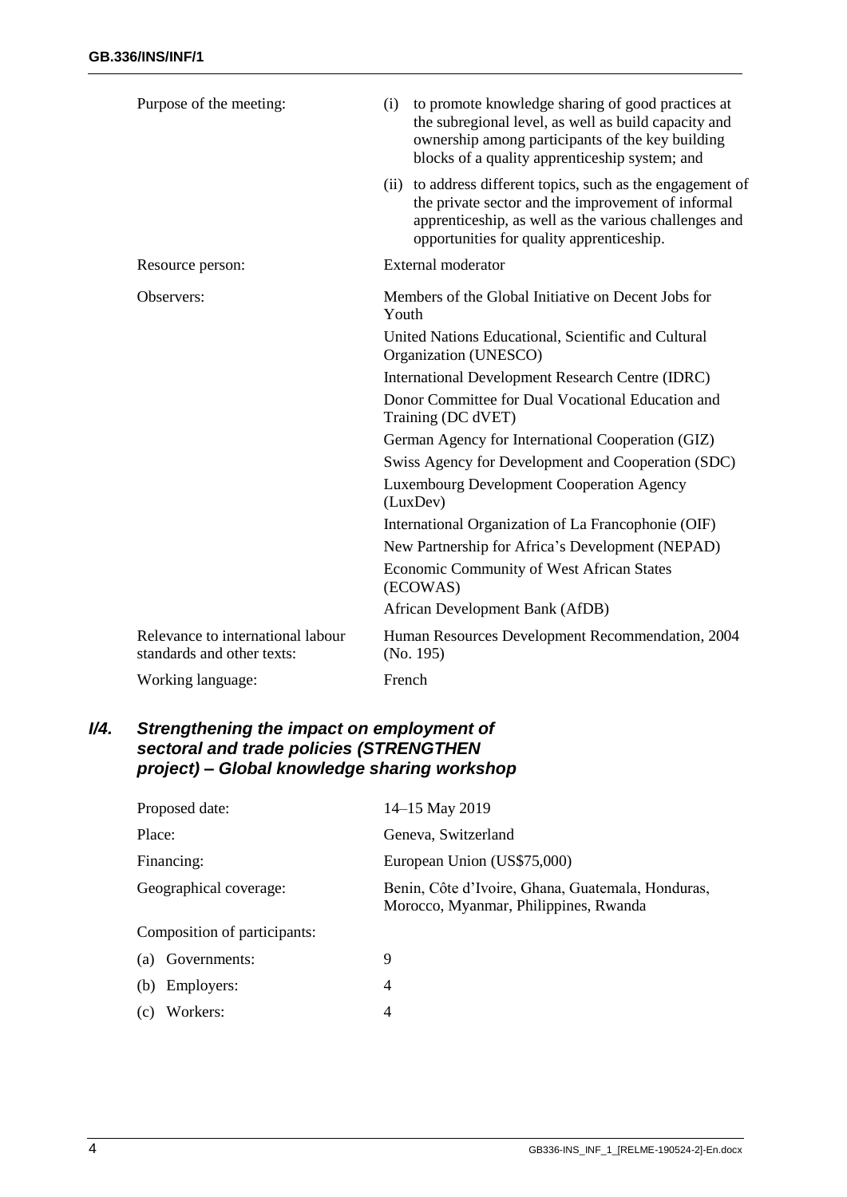| | |
|---|---|
| Purpose of the meeting: | (i) to promote knowledge sharing of good practices at the subregional level, as well as build capacity and ownership among participants of the key building blocks of a quality apprenticeship system; and<br>(ii) to address different topics, such as the engagement of the private sector and the improvement of informal apprenticeship, as well as the various challenges and opportunities for quality apprenticeship. |
| Resource person: | External moderator |
| Observers: | Members of the Global Initiative on Decent Jobs for Youth<br>United Nations Educational, Scientific and Cultural Organization (UNESCO)<br>International Development Research Centre (IDRC)<br>Donor Committee for Dual Vocational Education and Training (DC dVET)<br>German Agency for International Cooperation (GIZ)<br>Swiss Agency for Development and Cooperation (SDC)<br>Luxembourg Development Cooperation Agency (LuxDev)<br>International Organization of La Francophonie (OIF)<br>New Partnership for Africa's Development (NEPAD)<br>Economic Community of West African States (ECOWAS)<br>African Development Bank (AfDB) |
| Relevance to international labour standards and other texts: | Human Resources Development Recommendation, 2004 (No. 195) |
| Working language: | French |

### I/4. *Strengthening the impact on employment of sectoral and trade policies (STRENGTHEN project) – Global knowledge sharing workshop*

| | |
|---|---|
| Proposed date: | 14–15 May 2019 |
| Place: | Geneva, Switzerland |
| Financing: | European Union (US$75,000) |
| Geographical coverage: | Benin, Côte d'Ivoire, Ghana, Guatemala, Honduras, Morocco, Myanmar, Philippines, Rwanda |
| Composition of participants: | |
| (a) Governments: | 9 |
| (b) Employers: | 4 |
| (c) Workers: | 4 |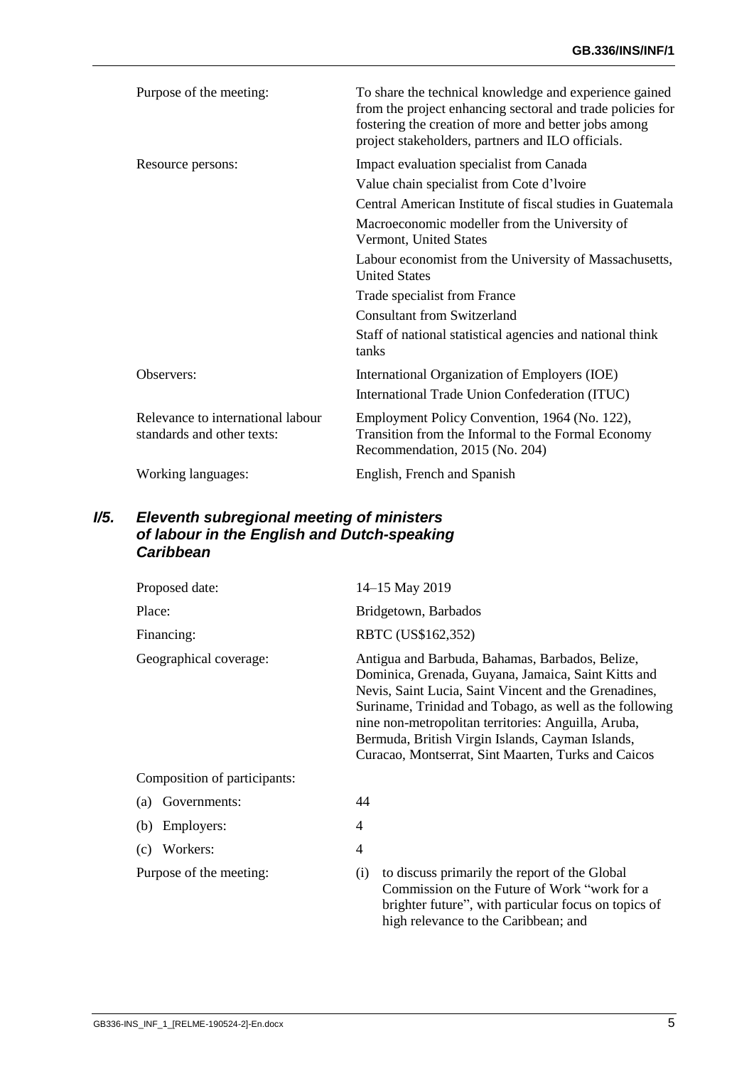| | |
|---|---|
| Purpose of the meeting: | To share the technical knowledge and experience gained from the project enhancing sectoral and trade policies for fostering the creation of more and better jobs among project stakeholders, partners and ILO officials. |
| Resource persons: | Impact evaluation specialist from Canada<br>Value chain specialist from Cote d'Ivoire<br>Central American Institute of fiscal studies in Guatemala<br>Macroeconomic modeller from the University of Vermont, United States<br>Labour economist from the University of Massachusetts, United States<br>Trade specialist from France<br>Consultant from Switzerland<br>Staff of national statistical agencies and national think tanks |
| Observers: | International Organization of Employers (IOE)<br>International Trade Union Confederation (ITUC) |
| Relevance to international labour standards and other texts: | Employment Policy Convention, 1964 (No. 122), Transition from the Informal to the Formal Economy Recommendation, 2015 (No. 204) |
| Working languages: | English, French and Spanish |

### I/5. Eleventh subregional meeting of ministers of labour in the English and Dutch-speaking Caribbean

| | |
|---|---|
| Proposed date: | 14–15 May 2019 |
| Place: | Bridgetown, Barbados |
| Financing: | RBTC (US$162,352) |
| Geographical coverage: | Antigua and Barbuda, Bahamas, Barbados, Belize, Dominica, Grenada, Guyana, Jamaica, Saint Kitts and Nevis, Saint Lucia, Saint Vincent and the Grenadines, Suriname, Trinidad and Tobago, as well as the following nine non-metropolitan territories: Anguilla, Aruba, Bermuda, British Virgin Islands, Cayman Islands, Curacao, Montserrat, Sint Maarten, Turks and Caicos |
| Composition of participants: | |
| (a) Governments: | 44 |
| (b) Employers: | 4 |
| (c) Workers: | 4 |
| Purpose of the meeting: | (i) to discuss primarily the report of the Global Commission on the Future of Work "work for a brighter future", with particular focus on topics of high relevance to the Caribbean; and |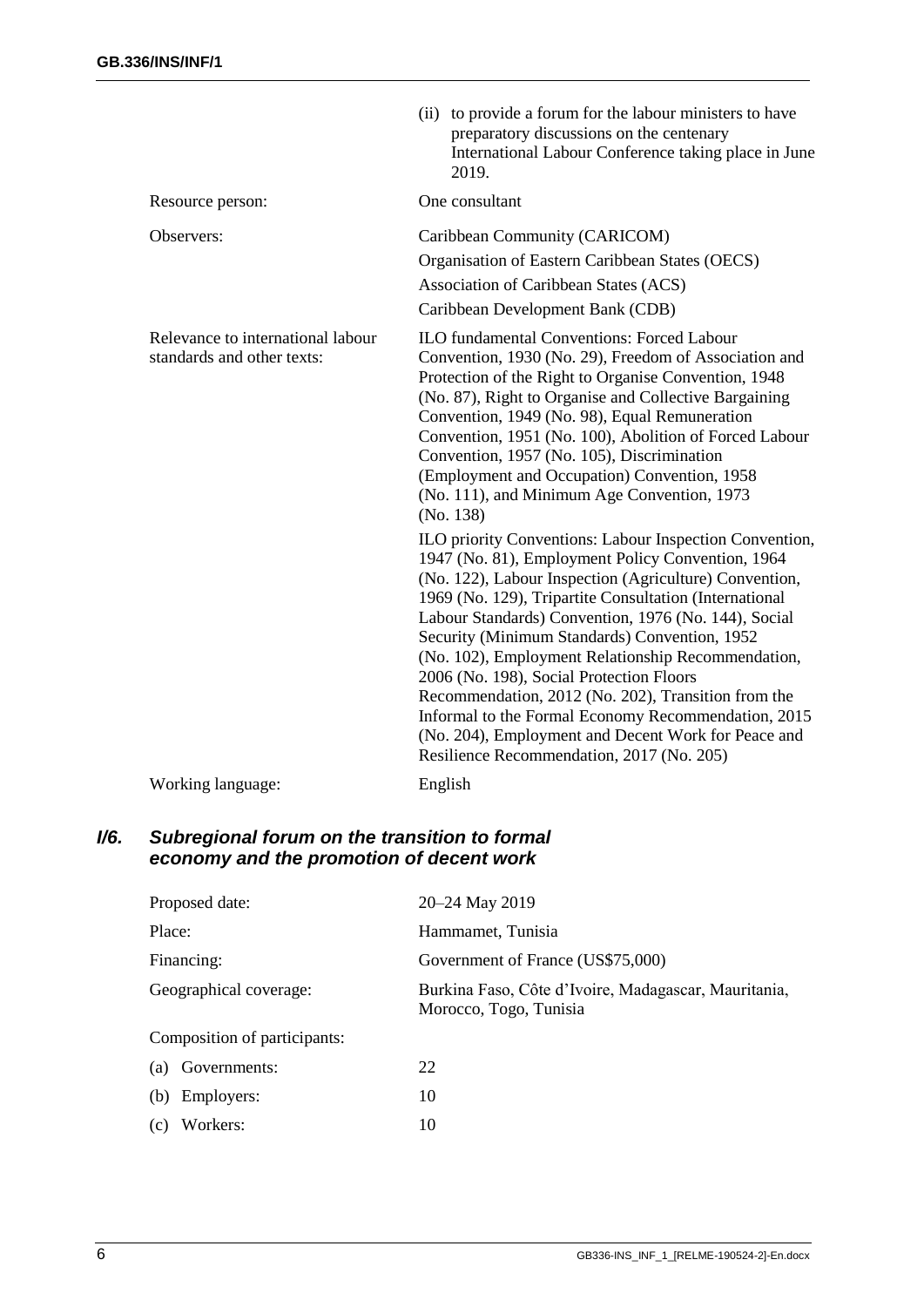| | |
|---|---|
| | (ii) to provide a forum for the labour ministers to have preparatory discussions on the centenary International Labour Conference taking place in June 2019. |
| Resource person: | One consultant |
| Observers: | Caribbean Community (CARICOM)<br>Organisation of Eastern Caribbean States (OECS)<br>Association of Caribbean States (ACS)<br>Caribbean Development Bank (CDB) |
| Relevance to international labour standards and other texts: | ILO fundamental Conventions: Forced Labour Convention, 1930 (No. 29), Freedom of Association and Protection of the Right to Organise Convention, 1948 (No. 87), Right to Organise and Collective Bargaining Convention, 1949 (No. 98), Equal Remuneration Convention, 1951 (No. 100), Abolition of Forced Labour Convention, 1957 (No. 105), Discrimination (Employment and Occupation) Convention, 1958 (No. 111), and Minimum Age Convention, 1973 (No. 138)<br><br>ILO priority Conventions: Labour Inspection Convention, 1947 (No. 81), Employment Policy Convention, 1964 (No. 122), Labour Inspection (Agriculture) Convention, 1969 (No. 129), Tripartite Consultation (International Labour Standards) Convention, 1976 (No. 144), Social Security (Minimum Standards) Convention, 1952 (No. 102), Employment Relationship Recommendation, 2006 (No. 198), Social Protection Floors Recommendation, 2012 (No. 202), Transition from the Informal to the Formal Economy Recommendation, 2015 (No. 204), Employment and Decent Work for Peace and Resilience Recommendation, 2017 (No. 205) |
| Working language: | English |

### I/6. *Subregional forum on the transition to formal economy and the promotion of decent work*

| | |
|---|---|
| Proposed date: | 20–24 May 2019 |
| Place: | Hammamet, Tunisia |
| Financing: | Government of France (US$75,000) |
| Geographical coverage: | Burkina Faso, Côte d'Ivoire, Madagascar, Mauritania, Morocco, Togo, Tunisia |
| Composition of participants: | |
| (a) Governments: | 22 |
| (b) Employers: | 10 |
| (c) Workers: | 10 |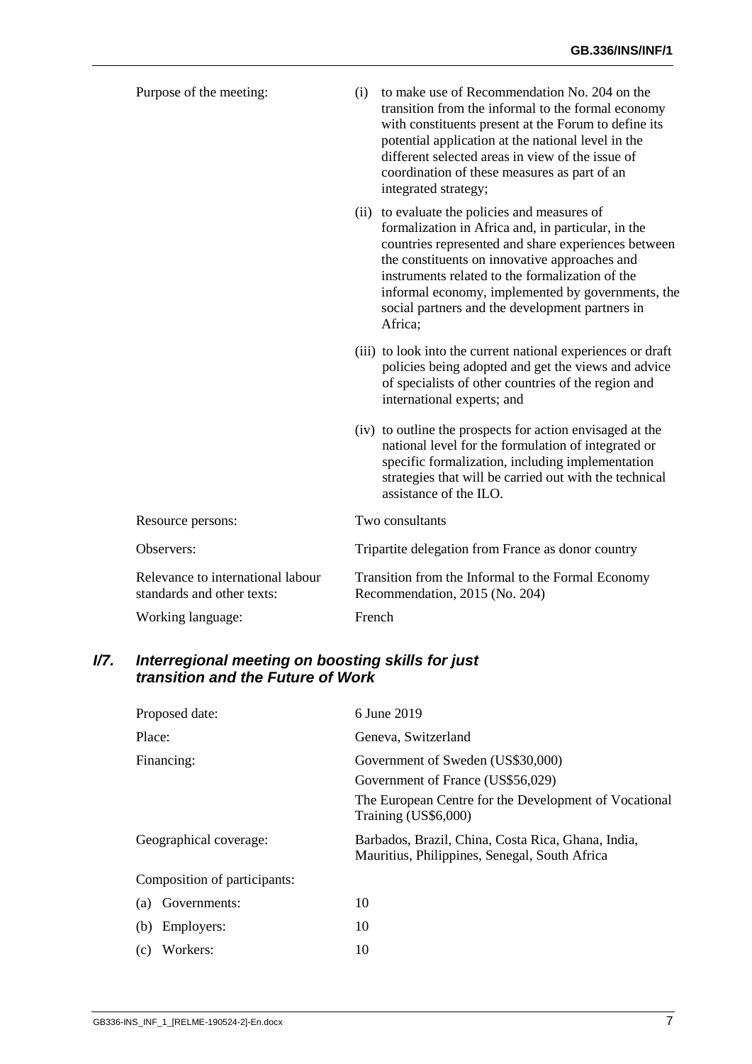| | |
|---|---|
| Purpose of the meeting: | (i) to make use of Recommendation No. 204 on the transition from the informal to the formal economy with constituents present at the Forum to define its potential application at the national level in the different selected areas in view of the issue of coordination of these measures as part of an integrated strategy; |
| | (ii) to evaluate the policies and measures of formalization in Africa and, in particular, in the countries represented and share experiences between the constituents on innovative approaches and instruments related to the formalization of the informal economy, implemented by governments, the social partners and the development partners in Africa; |
| | (iii) to look into the current national experiences or draft policies being adopted and get the views and advice of specialists of other countries of the region and international experts; and |
| | (iv) to outline the prospects for action envisaged at the national level for the formulation of integrated or specific formalization, including implementation strategies that will be carried out with the technical assistance of the ILO. |
| Resource persons: | Two consultants |
| Observers: | Tripartite delegation from France as donor country |
| Relevance to international labour standards and other texts: | Transition from the Informal to the Formal Economy Recommendation, 2015 (No. 204) |
| Working language: | French |

### I/7. *Interregional meeting on boosting skills for just transition and the Future of Work*

| | |
|---|---|
| Proposed date: | 6 June 2019 |
| Place: | Geneva, Switzerland |
| Financing: | Government of Sweden (US$30,000) |
| | Government of France (US$56,029) |
| | The European Centre for the Development of Vocational Training (US$6,000) |
| Geographical coverage: | Barbados, Brazil, China, Costa Rica, Ghana, India, Mauritius, Philippines, Senegal, South Africa |
| Composition of participants: | |
| (a) Governments: | 10 |
| (b) Employers: | 10 |
| (c) Workers: | 10 |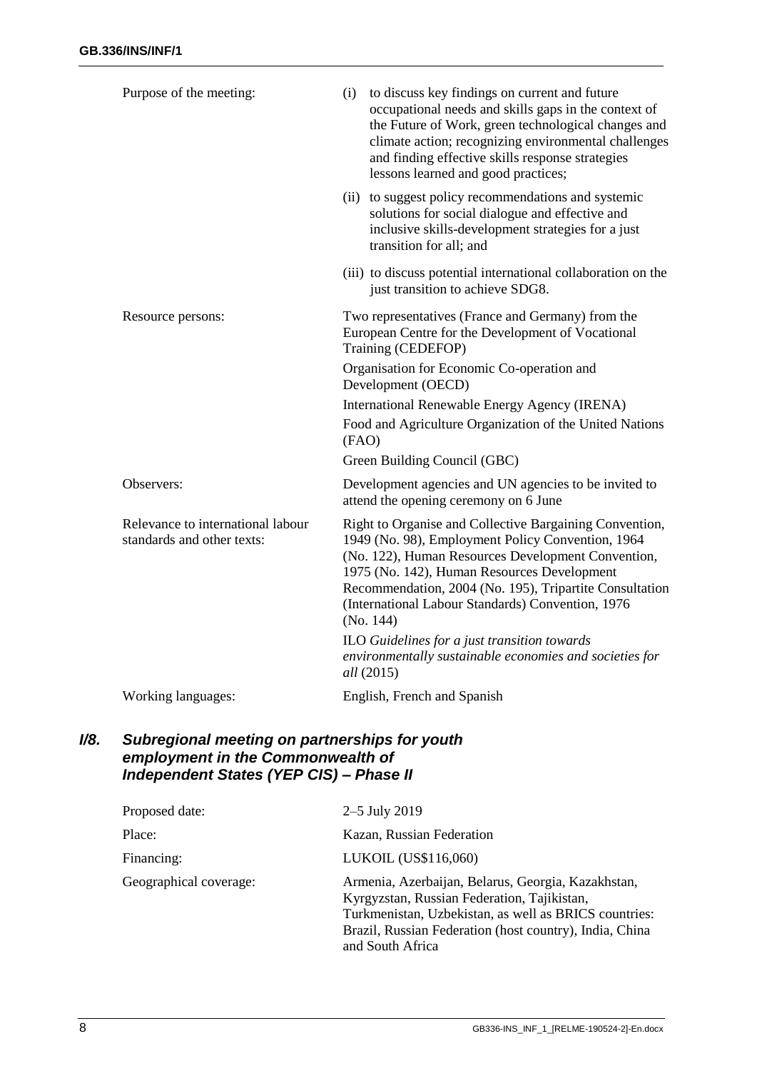| | |
|---|---|
| Purpose of the meeting: | (i) to discuss key findings on current and future occupational needs and skills gaps in the context of the Future of Work, green technological changes and climate action; recognizing environmental challenges and finding effective skills response strategies lessons learned and good practices;<br><br>(ii) to suggest policy recommendations and systemic solutions for social dialogue and effective and inclusive skills-development strategies for a just transition for all; and<br><br>(iii) to discuss potential international collaboration on the just transition to achieve SDG8. |
| Resource persons: | Two representatives (France and Germany) from the European Centre for the Development of Vocational Training (CEDEFOP)<br><br>Organisation for Economic Co-operation and Development (OECD)<br><br>International Renewable Energy Agency (IRENA)<br><br>Food and Agriculture Organization of the United Nations (FAO)<br><br>Green Building Council (GBC) |
| Observers: | Development agencies and UN agencies to be invited to attend the opening ceremony on 6 June |
| Relevance to international labour standards and other texts: | Right to Organise and Collective Bargaining Convention, 1949 (No. 98), Employment Policy Convention, 1964 (No. 122), Human Resources Development Convention, 1975 (No. 142), Human Resources Development Recommendation, 2004 (No. 195), Tripartite Consultation (International Labour Standards) Convention, 1976 (No. 144)<br><br>ILO *Guidelines for a just transition towards environmentally sustainable economies and societies for all* (2015) |
| Working languages: | English, French and Spanish |

## I/8. *Subregional meeting on partnerships for youth employment in the Commonwealth of Independent States (YEP CIS) – Phase II*

| | |
|---|---|
| Proposed date: | 2–5 July 2019 |
| Place: | Kazan, Russian Federation |
| Financing: | LUKOIL (US$116,060) |
| Geographical coverage: | Armenia, Azerbaijan, Belarus, Georgia, Kazakhstan, Kyrgyzstan, Russian Federation, Tajikistan, Turkmenistan, Uzbekistan, as well as BRICS countries: Brazil, Russian Federation (host country), India, China and South Africa |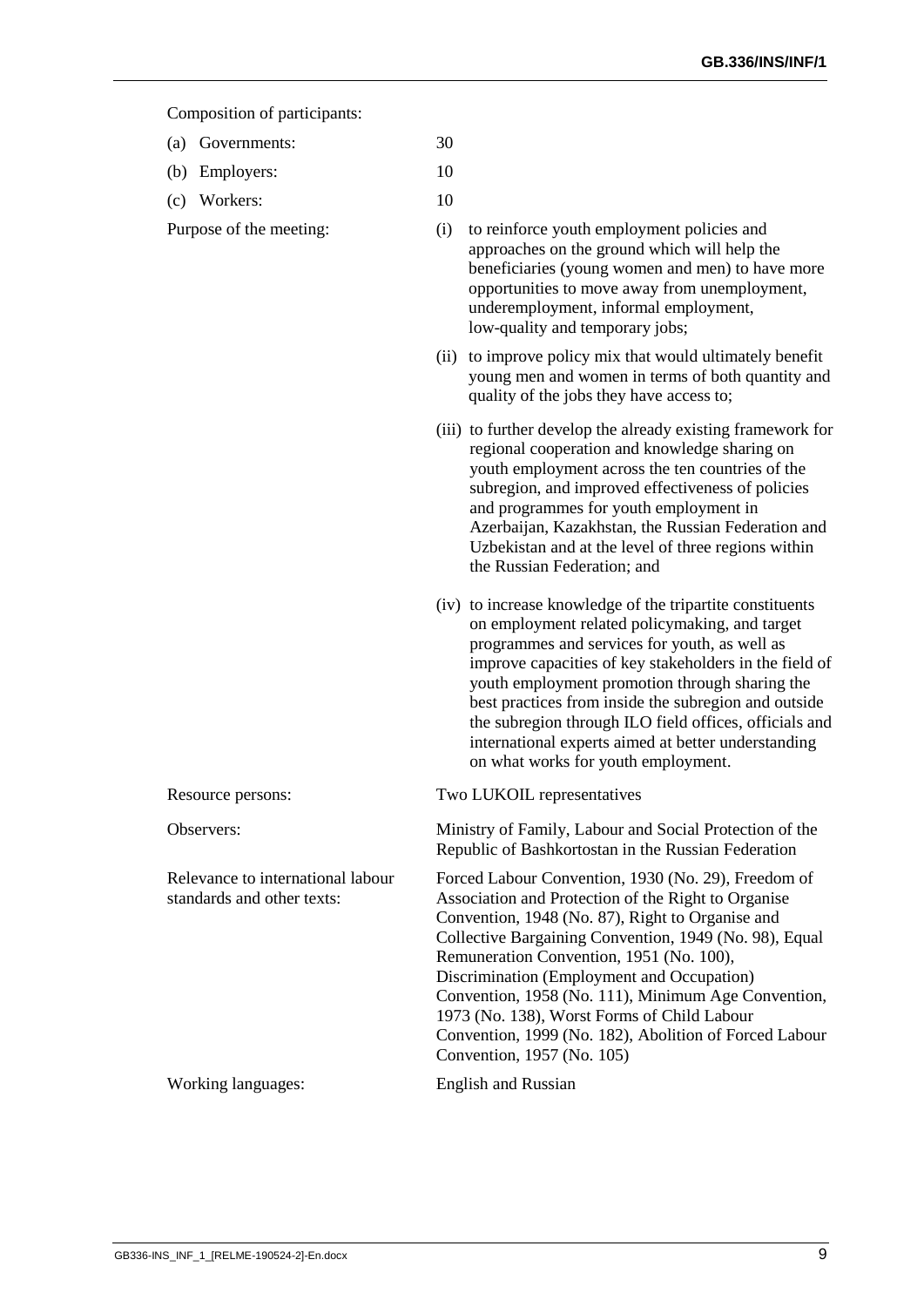| | |
|---|---|
| Composition of participants: | |
| (a) Governments: | 30 |
| (b) Employers: | 10 |
| (c) Workers: | 10 |
| Purpose of the meeting: | (i) to reinforce youth employment policies and approaches on the ground which will help the beneficiaries (young women and men) to have more opportunities to move away from unemployment, underemployment, informal employment, low-quality and temporary jobs;<br><br>(ii) to improve policy mix that would ultimately benefit young men and women in terms of both quantity and quality of the jobs they have access to;<br><br>(iii) to further develop the already existing framework for regional cooperation and knowledge sharing on youth employment across the ten countries of the subregion, and improved effectiveness of policies and programmes for youth employment in Azerbaijan, Kazakhstan, the Russian Federation and Uzbekistan and at the level of three regions within the Russian Federation; and<br><br>(iv) to increase knowledge of the tripartite constituents on employment related policymaking, and target programmes and services for youth, as well as improve capacities of key stakeholders in the field of youth employment promotion through sharing the best practices from inside the subregion and outside the subregion through ILO field offices, officials and international experts aimed at better understanding on what works for youth employment. |
| Resource persons: | Two LUKOIL representatives |
| Observers: | Ministry of Family, Labour and Social Protection of the Republic of Bashkortostan in the Russian Federation |
| Relevance to international labour standards and other texts: | Forced Labour Convention, 1930 (No. 29), Freedom of Association and Protection of the Right to Organise Convention, 1948 (No. 87), Right to Organise and Collective Bargaining Convention, 1949 (No. 98), Equal Remuneration Convention, 1951 (No. 100), Discrimination (Employment and Occupation) Convention, 1958 (No. 111), Minimum Age Convention, 1973 (No. 138), Worst Forms of Child Labour Convention, 1999 (No. 182), Abolition of Forced Labour Convention, 1957 (No. 105) |
| Working languages: | English and Russian |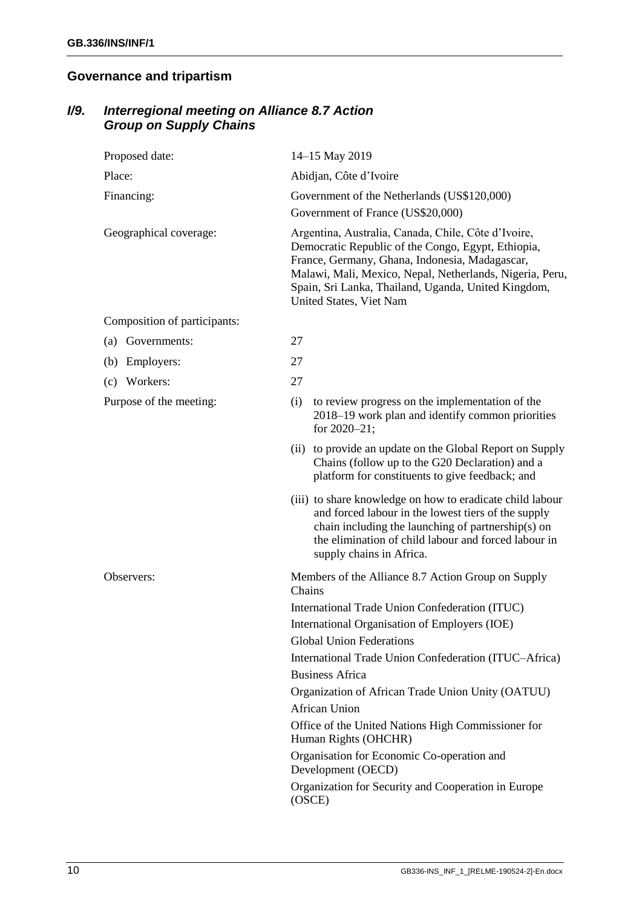## Governance and tripartism

### *I/9. Interregional meeting on Alliance 8.7 Action Group on Supply Chains*

| | |
|---|---|
| Proposed date: | 14–15 May 2019 |
| Place: | Abidjan, Côte d'Ivoire |
| Financing: | Government of the Netherlands (US$120,000)<br>Government of France (US$20,000) |
| Geographical coverage: | Argentina, Australia, Canada, Chile, Côte d'Ivoire, Democratic Republic of the Congo, Egypt, Ethiopia, France, Germany, Ghana, Indonesia, Madagascar, Malawi, Mali, Mexico, Nepal, Netherlands, Nigeria, Peru, Spain, Sri Lanka, Thailand, Uganda, United Kingdom, United States, Viet Nam |
| Composition of participants: | |
| (a) Governments: | 27 |
| (b) Employers: | 27 |
| (c) Workers: | 27 |
| Purpose of the meeting: | (i) to review progress on the implementation of the 2018–19 work plan and identify common priorities for 2020–21;<br>(ii) to provide an update on the Global Report on Supply Chains (follow up to the G20 Declaration) and a platform for constituents to give feedback; and<br>(iii) to share knowledge on how to eradicate child labour and forced labour in the lowest tiers of the supply chain including the launching of partnership(s) on the elimination of child labour and forced labour in supply chains in Africa. |
| Observers: | Members of the Alliance 8.7 Action Group on Supply Chains<br>International Trade Union Confederation (ITUC)<br>International Organisation of Employers (IOE)<br>Global Union Federations<br>International Trade Union Confederation (ITUC–Africa)<br>Business Africa<br>Organization of African Trade Union Unity (OATUU)<br>African Union<br>Office of the United Nations High Commissioner for Human Rights (OHCHR)<br>Organisation for Economic Co-operation and Development (OECD)<br>Organization for Security and Cooperation in Europe (OSCE) |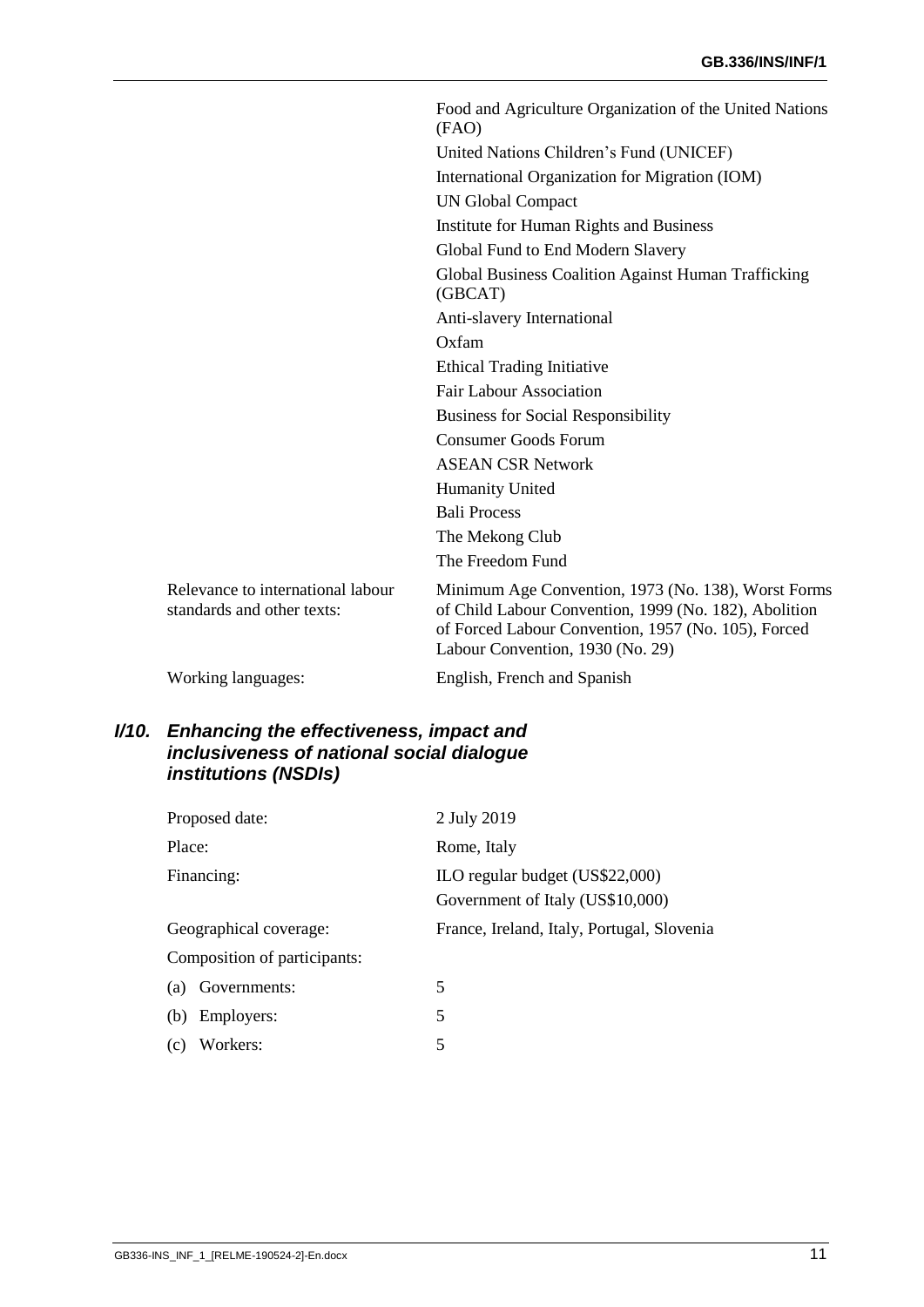| | |
|---|---|
| | Food and Agriculture Organization of the United Nations (FAO) |
| | United Nations Children's Fund (UNICEF) |
| | International Organization for Migration (IOM) |
| | UN Global Compact |
| | Institute for Human Rights and Business |
| | Global Fund to End Modern Slavery |
| | Global Business Coalition Against Human Trafficking (GBCAT) |
| | Anti-slavery International |
| | Oxfam |
| | Ethical Trading Initiative |
| | Fair Labour Association |
| | Business for Social Responsibility |
| | Consumer Goods Forum |
| | ASEAN CSR Network |
| | Humanity United |
| | Bali Process |
| | The Mekong Club |
| | The Freedom Fund |
| Relevance to international labour standards and other texts: | Minimum Age Convention, 1973 (No. 138), Worst Forms of Child Labour Convention, 1999 (No. 182), Abolition of Forced Labour Convention, 1957 (No. 105), Forced Labour Convention, 1930 (No. 29) |
| Working languages: | English, French and Spanish |

### *I/10. Enhancing the effectiveness, impact and inclusiveness of national social dialogue institutions (NSDIs)*

| | |
|---|---|
| Proposed date: | 2 July 2019 |
| Place: | Rome, Italy |
| Financing: | ILO regular budget (US$22,000)<br>Government of Italy (US$10,000) |
| Geographical coverage: | France, Ireland, Italy, Portugal, Slovenia |
| Composition of participants: | |
| (a) Governments: | 5 |
| (b) Employers: | 5 |
| (c) Workers: | 5 |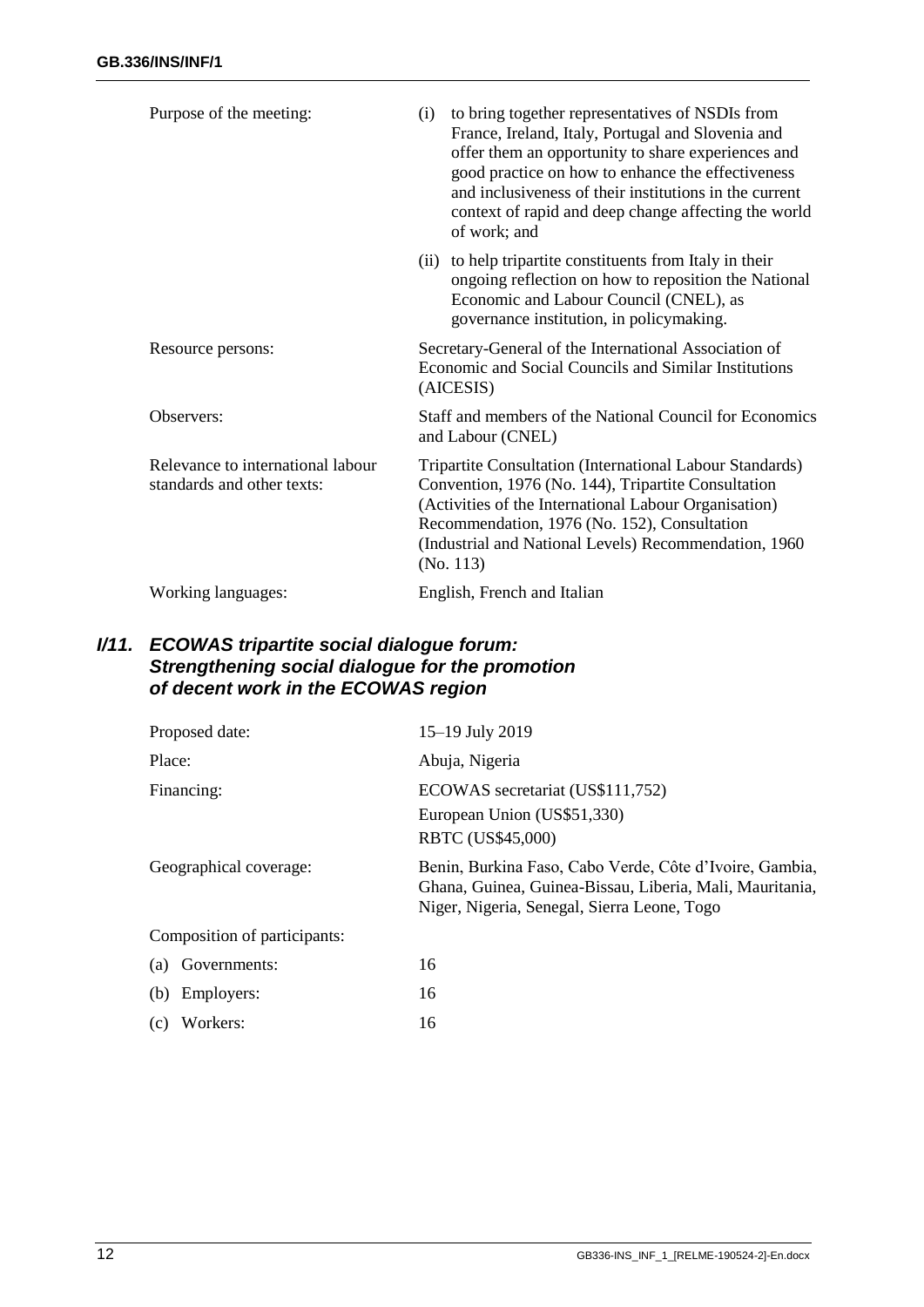| | |
|---|---|
| Purpose of the meeting: | (i) to bring together representatives of NSDIs from France, Ireland, Italy, Portugal and Slovenia and offer them an opportunity to share experiences and good practice on how to enhance the effectiveness and inclusiveness of their institutions in the current context of rapid and deep change affecting the world of work; and<br>(ii) to help tripartite constituents from Italy in their ongoing reflection on how to reposition the National Economic and Labour Council (CNEL), as governance institution, in policymaking. |
| Resource persons: | Secretary-General of the International Association of Economic and Social Councils and Similar Institutions (AICESIS) |
| Observers: | Staff and members of the National Council for Economics and Labour (CNEL) |
| Relevance to international labour standards and other texts: | Tripartite Consultation (International Labour Standards) Convention, 1976 (No. 144), Tripartite Consultation (Activities of the International Labour Organisation) Recommendation, 1976 (No. 152), Consultation (Industrial and National Levels) Recommendation, 1960 (No. 113) |
| Working languages: | English, French and Italian |

### *I/11. ECOWAS tripartite social dialogue forum: Strengthening social dialogue for the promotion of decent work in the ECOWAS region*

| | |
|---|---|
| Proposed date: | 15–19 July 2019 |
| Place: | Abuja, Nigeria |
| Financing: | ECOWAS secretariat (US$111,752)<br>European Union (US$51,330)<br>RBTC (US$45,000) |
| Geographical coverage: | Benin, Burkina Faso, Cabo Verde, Côte d'Ivoire, Gambia, Ghana, Guinea, Guinea-Bissau, Liberia, Mali, Mauritania, Niger, Nigeria, Senegal, Sierra Leone, Togo |
| Composition of participants: | |
| (a) Governments: | 16 |
| (b) Employers: | 16 |
| (c) Workers: | 16 |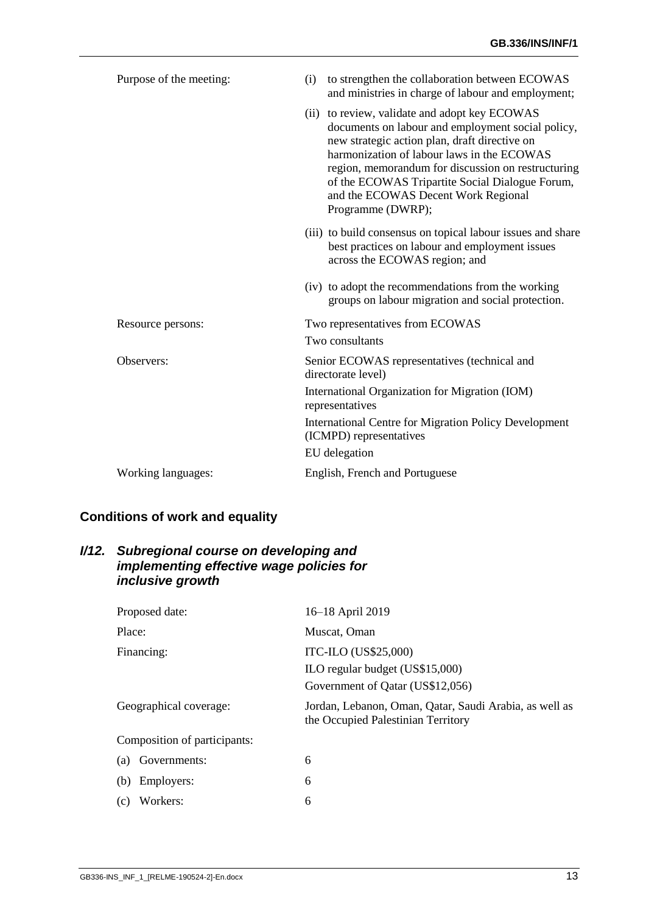| | |
|---|---|
| Purpose of the meeting: | (i) to strengthen the collaboration between ECOWAS and ministries in charge of labour and employment; |
| | (ii) to review, validate and adopt key ECOWAS documents on labour and employment social policy, new strategic action plan, draft directive on harmonization of labour laws in the ECOWAS region, memorandum for discussion on restructuring of the ECOWAS Tripartite Social Dialogue Forum, and the ECOWAS Decent Work Regional Programme (DWRP); |
| | (iii) to build consensus on topical labour issues and share best practices on labour and employment issues across the ECOWAS region; and |
| | (iv) to adopt the recommendations from the working groups on labour migration and social protection. |
| Resource persons: | Two representatives from ECOWAS |
| | Two consultants |
| Observers: | Senior ECOWAS representatives (technical and directorate level) |
| | International Organization for Migration (IOM) representatives |
| | International Centre for Migration Policy Development (ICMPD) representatives |
| | EU delegation |
| Working languages: | English, French and Portuguese |

## Conditions of work and equality

### *I/12. Subregional course on developing and implementing effective wage policies for inclusive growth*

| | |
|---|---|
| Proposed date: | 16–18 April 2019 |
| Place: | Muscat, Oman |
| Financing: | ITC-ILO (US$25,000) |
| | ILO regular budget (US$15,000) |
| | Government of Qatar (US$12,056) |
| Geographical coverage: | Jordan, Lebanon, Oman, Qatar, Saudi Arabia, as well as the Occupied Palestinian Territory |
| Composition of participants: | |
| (a) Governments: | 6 |
| (b) Employers: | 6 |
| (c) Workers: | 6 |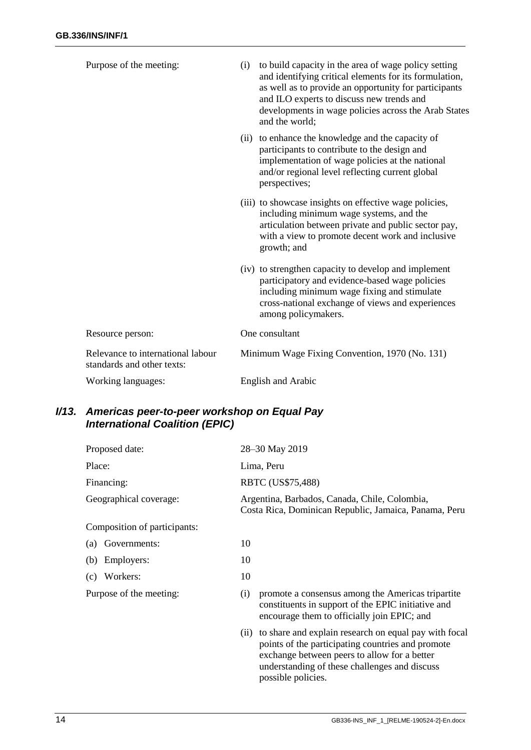| | |
|---|---|
| Purpose of the meeting: | (i) to build capacity in the area of wage policy setting and identifying critical elements for its formulation, as well as to provide an opportunity for participants and ILO experts to discuss new trends and developments in wage policies across the Arab States and the world; |
| | (ii) to enhance the knowledge and the capacity of participants to contribute to the design and implementation of wage policies at the national and/or regional level reflecting current global perspectives; |
| | (iii) to showcase insights on effective wage policies, including minimum wage systems, and the articulation between private and public sector pay, with a view to promote decent work and inclusive growth; and |
| | (iv) to strengthen capacity to develop and implement participatory and evidence-based wage policies including minimum wage fixing and stimulate cross-national exchange of views and experiences among policymakers. |
| Resource person: | One consultant |
| Relevance to international labour standards and other texts: | Minimum Wage Fixing Convention, 1970 (No. 131) |
| Working languages: | English and Arabic |

### I/13. *Americas peer-to-peer workshop on Equal Pay International Coalition (EPIC)*

| | |
|---|---|
| Proposed date: | 28–30 May 2019 |
| Place: | Lima, Peru |
| Financing: | RBTC (US$75,488) |
| Geographical coverage: | Argentina, Barbados, Canada, Chile, Colombia, Costa Rica, Dominican Republic, Jamaica, Panama, Peru |
| Composition of participants: | |
| (a) Governments: | 10 |
| (b) Employers: | 10 |
| (c) Workers: | 10 |
| Purpose of the meeting: | (i) promote a consensus among the Americas tripartite constituents in support of the EPIC initiative and encourage them to officially join EPIC; and |
| | (ii) to share and explain research on equal pay with focal points of the participating countries and promote exchange between peers to allow for a better understanding of these challenges and discuss possible policies. |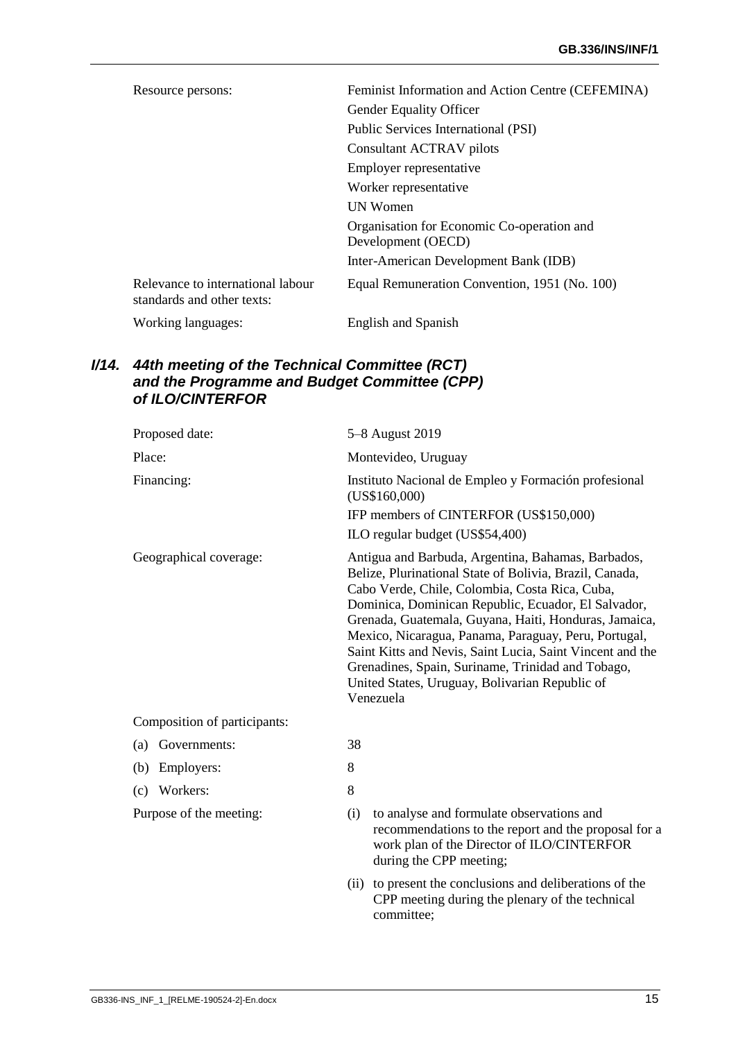| | |
|---|---|
| Resource persons: | Feminist Information and Action Centre (CEFEMINA)<br>Gender Equality Officer<br>Public Services International (PSI)<br>Consultant ACTRAV pilots<br>Employer representative<br>Worker representative<br>UN Women<br>Organisation for Economic Co-operation and Development (OECD)<br>Inter-American Development Bank (IDB) |
| Relevance to international labour standards and other texts: | Equal Remuneration Convention, 1951 (No. 100) |
| Working languages: | English and Spanish |

### I/14. 44th meeting of the Technical Committee (RCT) and the Programme and Budget Committee (CPP) of ILO/CINTERFOR

| | |
|---|---|
| Proposed date: | 5–8 August 2019 |
| Place: | Montevideo, Uruguay |
| Financing: | Instituto Nacional de Empleo y Formación profesional (US$160,000)<br>IFP members of CINTERFOR (US$150,000)<br>ILO regular budget (US$54,400) |
| Geographical coverage: | Antigua and Barbuda, Argentina, Bahamas, Barbados, Belize, Plurinational State of Bolivia, Brazil, Canada, Cabo Verde, Chile, Colombia, Costa Rica, Cuba, Dominica, Dominican Republic, Ecuador, El Salvador, Grenada, Guatemala, Guyana, Haiti, Honduras, Jamaica, Mexico, Nicaragua, Panama, Paraguay, Peru, Portugal, Saint Kitts and Nevis, Saint Lucia, Saint Vincent and the Grenadines, Spain, Suriname, Trinidad and Tobago, United States, Uruguay, Bolivarian Republic of Venezuela |
| Composition of participants: | |
| (a) Governments: | 38 |
| (b) Employers: | 8 |
| (c) Workers: | 8 |
| Purpose of the meeting: | (i) to analyse and formulate observations and recommendations to the report and the proposal for a work plan of the Director of ILO/CINTERFOR during the CPP meeting;<br>(ii) to present the conclusions and deliberations of the CPP meeting during the plenary of the technical committee; |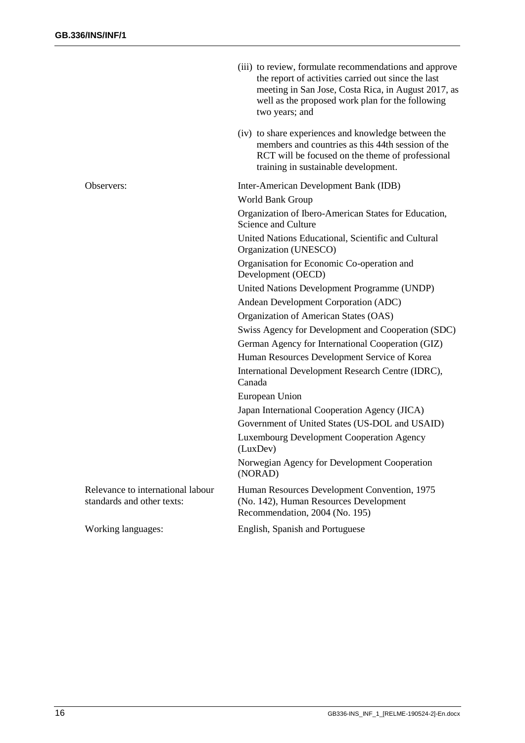(iii) to review, formulate recommendations and approve the report of activities carried out since the last meeting in San Jose, Costa Rica, in August 2017, as well as the proposed work plan for the following two years; and

(iv) to share experiences and knowledge between the members and countries as this 44th session of the RCT will be focused on the theme of professional training in sustainable development.

| | |
|---|---|
| Observers: | Inter-American Development Bank (IDB)<br>World Bank Group<br>Organization of Ibero-American States for Education, Science and Culture<br>United Nations Educational, Scientific and Cultural Organization (UNESCO)<br>Organisation for Economic Co-operation and Development (OECD)<br>United Nations Development Programme (UNDP)<br>Andean Development Corporation (ADC)<br>Organization of American States (OAS)<br>Swiss Agency for Development and Cooperation (SDC)<br>German Agency for International Cooperation (GIZ)<br>Human Resources Development Service of Korea<br>International Development Research Centre (IDRC), Canada<br>European Union<br>Japan International Cooperation Agency (JICA)<br>Government of United States (US-DOL and USAID)<br>Luxembourg Development Cooperation Agency (LuxDev)<br>Norwegian Agency for Development Cooperation (NORAD) |
| Relevance to international labour standards and other texts: | Human Resources Development Convention, 1975 (No. 142), Human Resources Development Recommendation, 2004 (No. 195) |
| Working languages: | English, Spanish and Portuguese |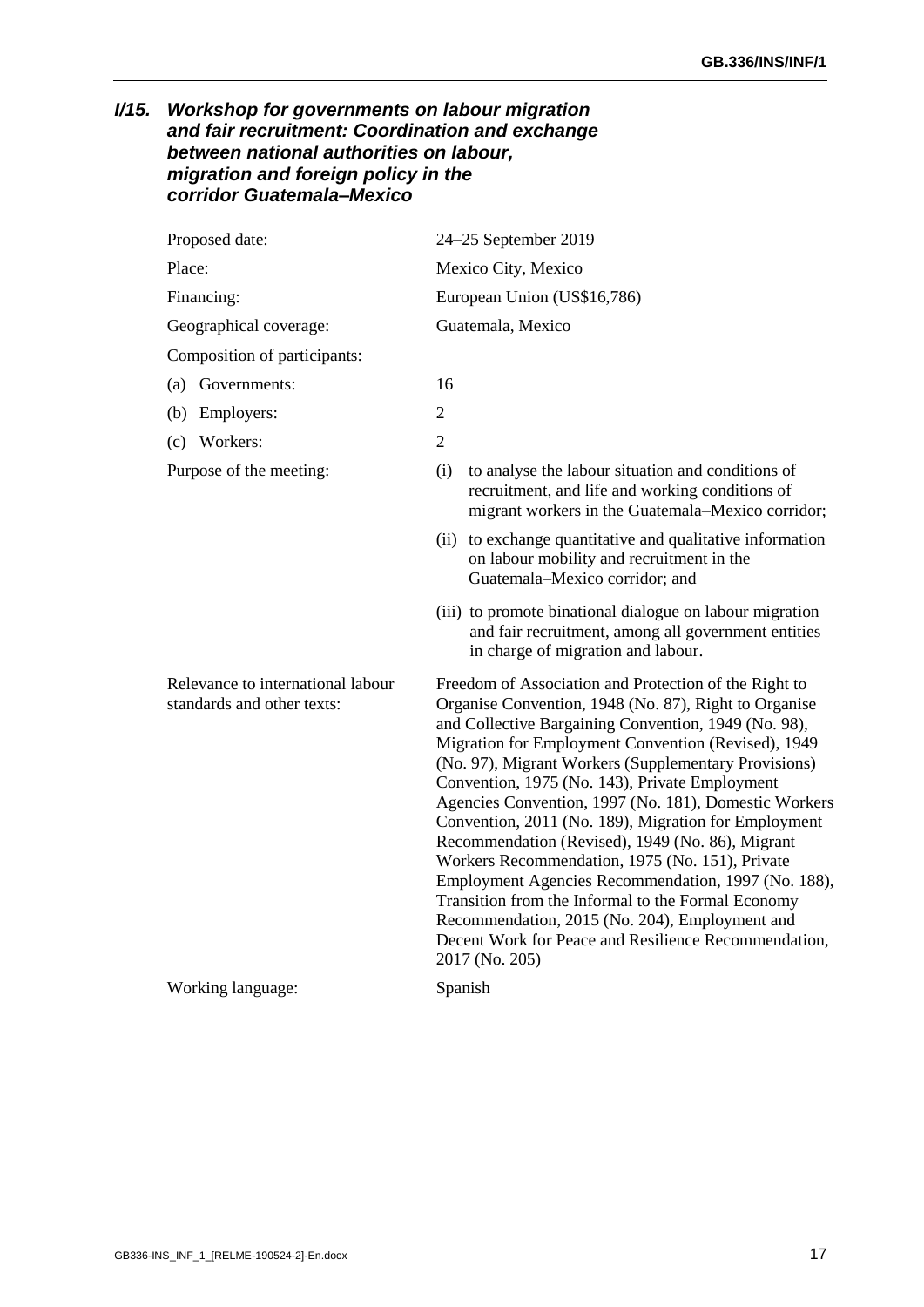### I/15. *Workshop for governments on labour migration and fair recruitment: Coordination and exchange between national authorities on labour, migration and foreign policy in the corridor Guatemala–Mexico*

| | |
|---|---|
| Proposed date: | 24–25 September 2019 |
| Place: | Mexico City, Mexico |
| Financing: | European Union (US$16,786) |
| Geographical coverage: | Guatemala, Mexico |
| Composition of participants: | |
| (a) Governments: | 16 |
| (b) Employers: | 2 |
| (c) Workers: | 2 |
| Purpose of the meeting: | (i) to analyse the labour situation and conditions of recruitment, and life and working conditions of migrant workers in the Guatemala–Mexico corridor;<br>(ii) to exchange quantitative and qualitative information on labour mobility and recruitment in the Guatemala–Mexico corridor; and<br>(iii) to promote binational dialogue on labour migration and fair recruitment, among all government entities in charge of migration and labour. |
| Relevance to international labour standards and other texts: | Freedom of Association and Protection of the Right to Organise Convention, 1948 (No. 87), Right to Organise and Collective Bargaining Convention, 1949 (No. 98), Migration for Employment Convention (Revised), 1949 (No. 97), Migrant Workers (Supplementary Provisions) Convention, 1975 (No. 143), Private Employment Agencies Convention, 1997 (No. 181), Domestic Workers Convention, 2011 (No. 189), Migration for Employment Recommendation (Revised), 1949 (No. 86), Migrant Workers Recommendation, 1975 (No. 151), Private Employment Agencies Recommendation, 1997 (No. 188), Transition from the Informal to the Formal Economy Recommendation, 2015 (No. 204), Employment and Decent Work for Peace and Resilience Recommendation, 2017 (No. 205) |
| Working language: | Spanish |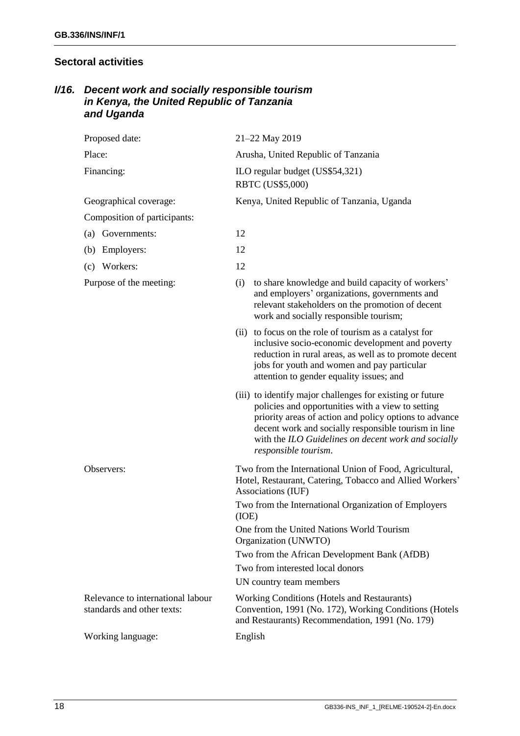## Sectoral activities

### I/16. *Decent work and socially responsible tourism in Kenya, the United Republic of Tanzania and Uganda*

| | |
|---|---|
| Proposed date: | 21–22 May 2019 |
| Place: | Arusha, United Republic of Tanzania |
| Financing: | ILO regular budget (US$54,321)<br>RBTC (US$5,000) |
| Geographical coverage: | Kenya, United Republic of Tanzania, Uganda |
| Composition of participants: | |
| (a) Governments: | 12 |
| (b) Employers: | 12 |
| (c) Workers: | 12 |
| Purpose of the meeting: | (i) to share knowledge and build capacity of workers' and employers' organizations, governments and relevant stakeholders on the promotion of decent work and socially responsible tourism;<br>(ii) to focus on the role of tourism as a catalyst for inclusive socio-economic development and poverty reduction in rural areas, as well as to promote decent jobs for youth and women and pay particular attention to gender equality issues; and<br>(iii) to identify major challenges for existing or future policies and opportunities with a view to setting priority areas of action and policy options to advance decent work and socially responsible tourism in line with the *ILO Guidelines on decent work and socially responsible tourism*. |
| Observers: | Two from the International Union of Food, Agricultural, Hotel, Restaurant, Catering, Tobacco and Allied Workers' Associations (IUF)<br>Two from the International Organization of Employers (IOE)<br>One from the United Nations World Tourism Organization (UNWTO)<br>Two from the African Development Bank (AfDB)<br>Two from interested local donors<br>UN country team members |
| Relevance to international labour standards and other texts: | Working Conditions (Hotels and Restaurants) Convention, 1991 (No. 172), Working Conditions (Hotels and Restaurants) Recommendation, 1991 (No. 179) |
| Working language: | English |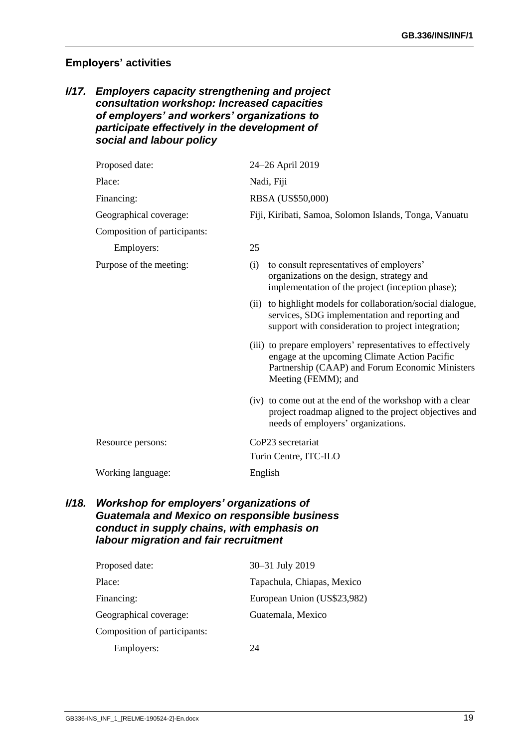## Employers' activities

### *I/17. Employers capacity strengthening and project consultation workshop: Increased capacities of employers' and workers' organizations to participate effectively in the development of social and labour policy*

| | |
|---|---|
| Proposed date: | 24–26 April 2019 |
| Place: | Nadi, Fiji |
| Financing: | RBSA (US$50,000) |
| Geographical coverage: | Fiji, Kiribati, Samoa, Solomon Islands, Tonga, Vanuatu |
| Composition of participants: | |
| Employers: | 25 |
| Purpose of the meeting: | (i) to consult representatives of employers' organizations on the design, strategy and implementation of the project (inception phase);<br>(ii) to highlight models for collaboration/social dialogue, services, SDG implementation and reporting and support with consideration to project integration;<br>(iii) to prepare employers' representatives to effectively engage at the upcoming Climate Action Pacific Partnership (CAAP) and Forum Economic Ministers Meeting (FEMM); and<br>(iv) to come out at the end of the workshop with a clear project roadmap aligned to the project objectives and needs of employers' organizations. |
| Resource persons: | CoP23 secretariat<br>Turin Centre, ITC-ILO |
| Working language: | English |

### *I/18. Workshop for employers' organizations of Guatemala and Mexico on responsible business conduct in supply chains, with emphasis on labour migration and fair recruitment*

| | |
|---|---|
| Proposed date: | 30–31 July 2019 |
| Place: | Tapachula, Chiapas, Mexico |
| Financing: | European Union (US$23,982) |
| Geographical coverage: | Guatemala, Mexico |
| Composition of participants: | |
| Employers: | 24 |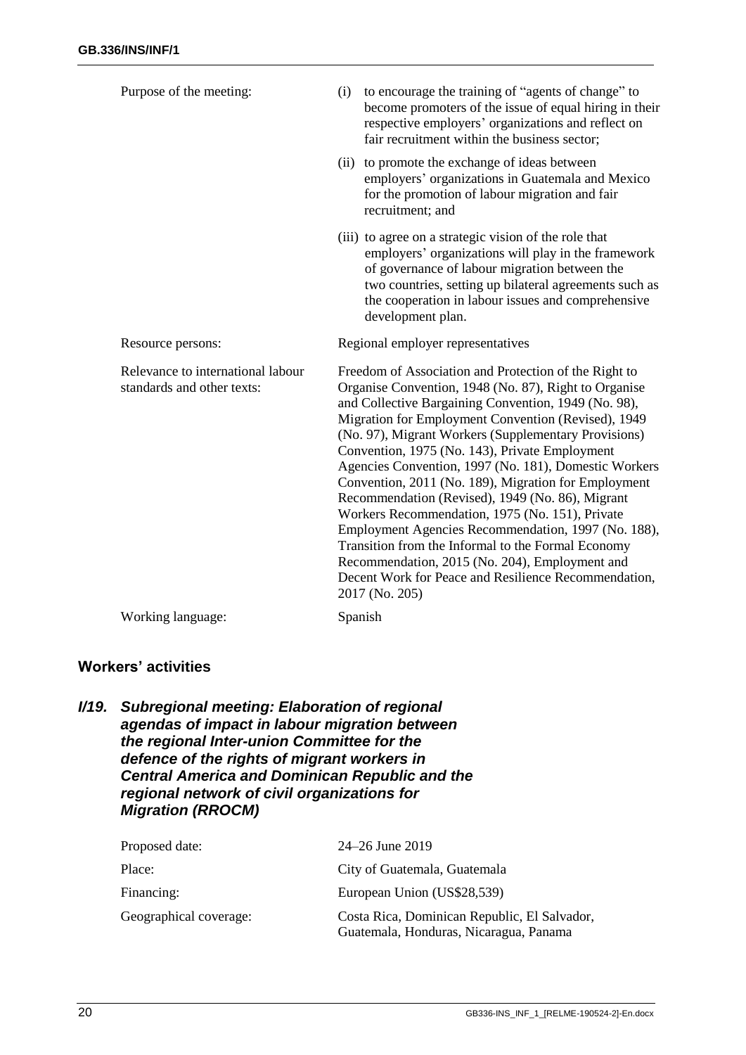| | |
|---|---|
| Purpose of the meeting: | (i) to encourage the training of "agents of change" to become promoters of the issue of equal hiring in their respective employers' organizations and reflect on fair recruitment within the business sector; (ii) to promote the exchange of ideas between employers' organizations in Guatemala and Mexico for the promotion of labour migration and fair recruitment; and (iii) to agree on a strategic vision of the role that employers' organizations will play in the framework of governance of labour migration between the two countries, setting up bilateral agreements such as the cooperation in labour issues and comprehensive development plan. |
| Resource persons: | Regional employer representatives |
| Relevance to international labour standards and other texts: | Freedom of Association and Protection of the Right to Organise Convention, 1948 (No. 87), Right to Organise and Collective Bargaining Convention, 1949 (No. 98), Migration for Employment Convention (Revised), 1949 (No. 97), Migrant Workers (Supplementary Provisions) Convention, 1975 (No. 143), Private Employment Agencies Convention, 1997 (No. 181), Domestic Workers Convention, 2011 (No. 189), Migration for Employment Recommendation (Revised), 1949 (No. 86), Migrant Workers Recommendation, 1975 (No. 151), Private Employment Agencies Recommendation, 1997 (No. 188), Transition from the Informal to the Formal Economy Recommendation, 2015 (No. 204), Employment and Decent Work for Peace and Resilience Recommendation, 2017 (No. 205) |
| Working language: | Spanish |

## Workers' activities

### I/19. Subregional meeting: Elaboration of regional agendas of impact in labour migration between the regional Inter-union Committee for the defence of the rights of migrant workers in Central America and Dominican Republic and the regional network of civil organizations for Migration (RROCM)

| | |
|---|---|
| Proposed date: | 24–26 June 2019 |
| Place: | City of Guatemala, Guatemala |
| Financing: | European Union (US$28,539) |
| Geographical coverage: | Costa Rica, Dominican Republic, El Salvador, Guatemala, Honduras, Nicaragua, Panama |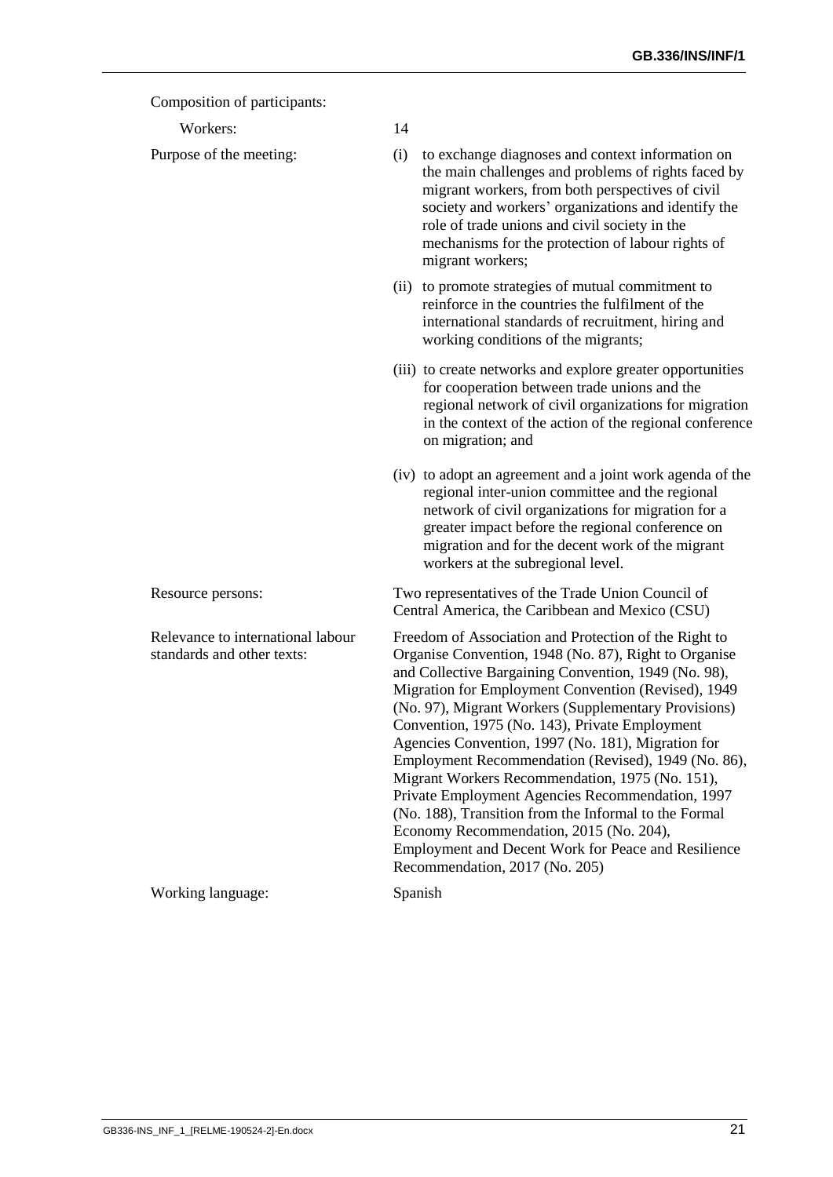Composition of participants:

| | |
|---|---|
| Workers: | 14 |
| Purpose of the meeting: | (i) to exchange diagnoses and context information on the main challenges and problems of rights faced by migrant workers, from both perspectives of civil society and workers' organizations and identify the role of trade unions and civil society in the mechanisms for the protection of labour rights of migrant workers;<br><br>(ii) to promote strategies of mutual commitment to reinforce in the countries the fulfilment of the international standards of recruitment, hiring and working conditions of the migrants;<br><br>(iii) to create networks and explore greater opportunities for cooperation between trade unions and the regional network of civil organizations for migration in the context of the action of the regional conference on migration; and<br><br>(iv) to adopt an agreement and a joint work agenda of the regional inter-union committee and the regional network of civil organizations for migration for a greater impact before the regional conference on migration and for the decent work of the migrant workers at the subregional level. |
| Resource persons: | Two representatives of the Trade Union Council of Central America, the Caribbean and Mexico (CSU) |
| Relevance to international labour standards and other texts: | Freedom of Association and Protection of the Right to Organise Convention, 1948 (No. 87), Right to Organise and Collective Bargaining Convention, 1949 (No. 98), Migration for Employment Convention (Revised), 1949 (No. 97), Migrant Workers (Supplementary Provisions) Convention, 1975 (No. 143), Private Employment Agencies Convention, 1997 (No. 181), Migration for Employment Recommendation (Revised), 1949 (No. 86), Migrant Workers Recommendation, 1975 (No. 151), Private Employment Agencies Recommendation, 1997 (No. 188), Transition from the Informal to the Formal Economy Recommendation, 2015 (No. 204), Employment and Decent Work for Peace and Resilience Recommendation, 2017 (No. 205) |
| Working language: | Spanish |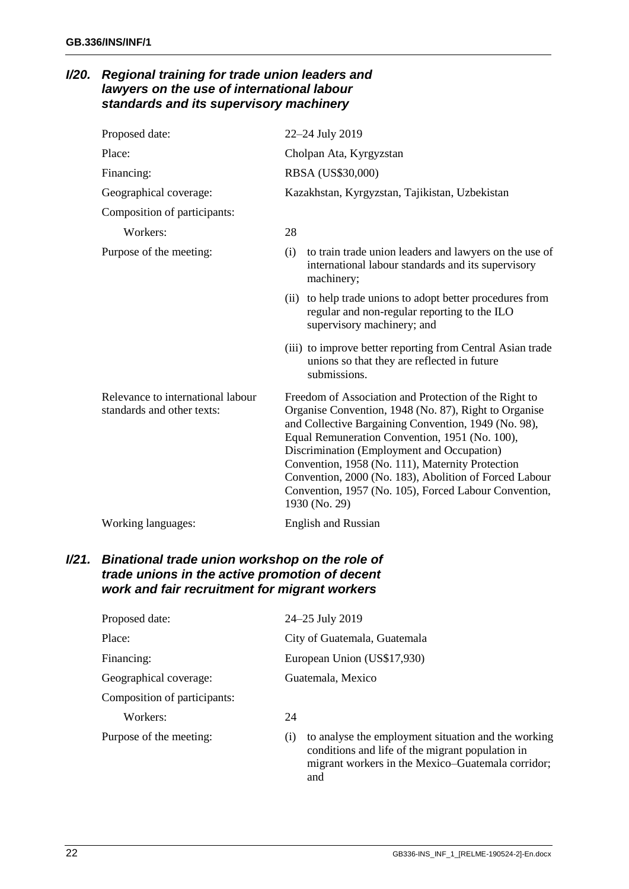### I/20. *Regional training for trade union leaders and lawyers on the use of international labour standards and its supervisory machinery*

| | |
|---|---|
| Proposed date: | 22–24 July 2019 |
| Place: | Cholpan Ata, Kyrgyzstan |
| Financing: | RBSA (US$30,000) |
| Geographical coverage: | Kazakhstan, Kyrgyzstan, Tajikistan, Uzbekistan |
| Composition of participants: | |
| Workers: | 28 |
| Purpose of the meeting: | (i) to train trade union leaders and lawyers on the use of international labour standards and its supervisory machinery;<br>(ii) to help trade unions to adopt better procedures from regular and non-regular reporting to the ILO supervisory machinery; and<br>(iii) to improve better reporting from Central Asian trade unions so that they are reflected in future submissions. |
| Relevance to international labour standards and other texts: | Freedom of Association and Protection of the Right to Organise Convention, 1948 (No. 87), Right to Organise and Collective Bargaining Convention, 1949 (No. 98), Equal Remuneration Convention, 1951 (No. 100), Discrimination (Employment and Occupation) Convention, 1958 (No. 111), Maternity Protection Convention, 2000 (No. 183), Abolition of Forced Labour Convention, 1957 (No. 105), Forced Labour Convention, 1930 (No. 29) |
| Working languages: | English and Russian |

### I/21. *Binational trade union workshop on the role of trade unions in the active promotion of decent work and fair recruitment for migrant workers*

| | |
|---|---|
| Proposed date: | 24–25 July 2019 |
| Place: | City of Guatemala, Guatemala |
| Financing: | European Union (US$17,930) |
| Geographical coverage: | Guatemala, Mexico |
| Composition of participants: | |
| Workers: | 24 |
| Purpose of the meeting: | (i) to analyse the employment situation and the working conditions and life of the migrant population in migrant workers in the Mexico–Guatemala corridor; and |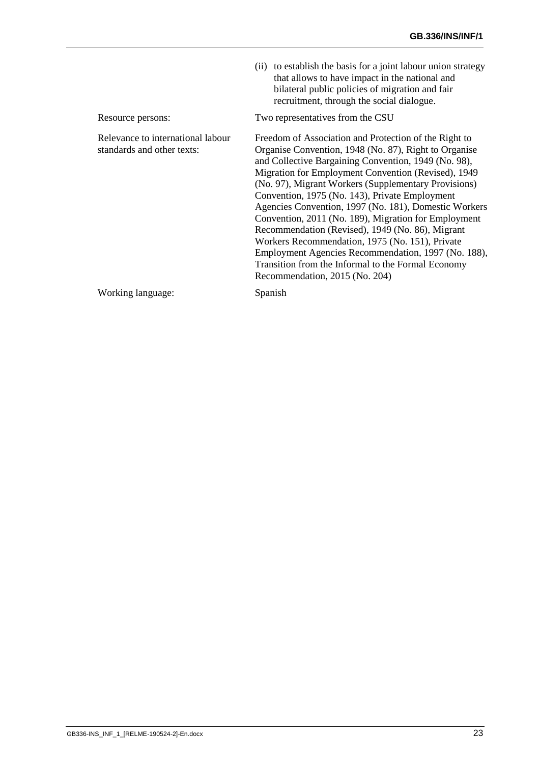(ii) to establish the basis for a joint labour union strategy that allows to have impact in the national and bilateral public policies of migration and fair recruitment, through the social dialogue.

| | |
|---|---|
| Resource persons: | Two representatives from the CSU |
| Relevance to international labour standards and other texts: | Freedom of Association and Protection of the Right to Organise Convention, 1948 (No. 87), Right to Organise and Collective Bargaining Convention, 1949 (No. 98), Migration for Employment Convention (Revised), 1949 (No. 97), Migrant Workers (Supplementary Provisions) Convention, 1975 (No. 143), Private Employment Agencies Convention, 1997 (No. 181), Domestic Workers Convention, 2011 (No. 189), Migration for Employment Recommendation (Revised), 1949 (No. 86), Migrant Workers Recommendation, 1975 (No. 151), Private Employment Agencies Recommendation, 1997 (No. 188), Transition from the Informal to the Formal Economy Recommendation, 2015 (No. 204) |
| Working language: | Spanish |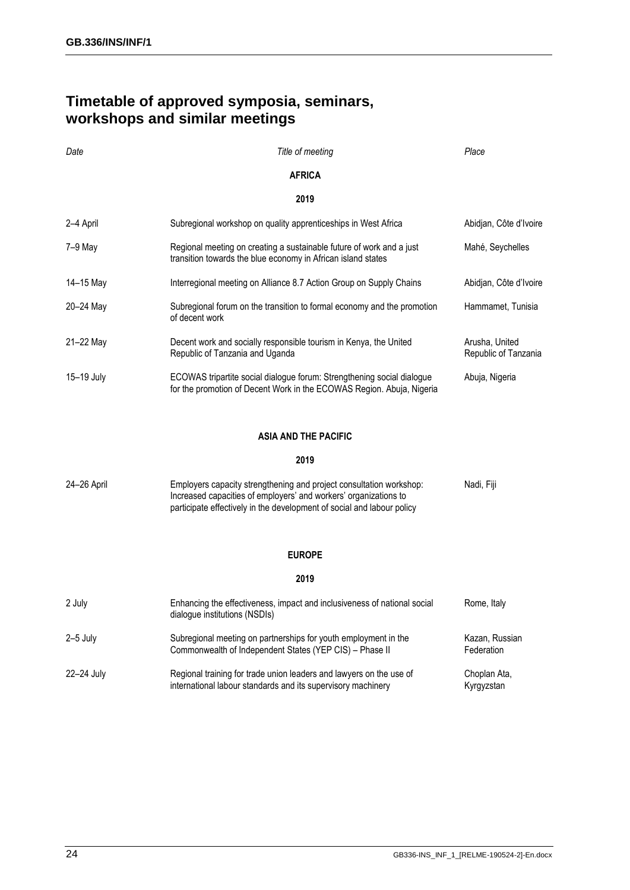# Timetable of approved symposia, seminars, workshops and similar meetings

| *Date* | *Title of meeting* | *Place* |
|---|---|---|
| | **AFRICA** | |
| | **2019** | |
| 2–4 April | Subregional workshop on quality apprenticeships in West Africa | Abidjan, Côte d'Ivoire |
| 7–9 May | Regional meeting on creating a sustainable future of work and a just transition towards the blue economy in African island states | Mahé, Seychelles |
| 14–15 May | Interregional meeting on Alliance 8.7 Action Group on Supply Chains | Abidjan, Côte d'Ivoire |
| 20–24 May | Subregional forum on the transition to formal economy and the promotion of decent work | Hammamet, Tunisia |
| 21–22 May | Decent work and socially responsible tourism in Kenya, the United Republic of Tanzania and Uganda | Arusha, United Republic of Tanzania |
| 15–19 July | ECOWAS tripartite social dialogue forum: Strengthening social dialogue for the promotion of Decent Work in the ECOWAS Region. Abuja, Nigeria | Abuja, Nigeria |
| | **ASIA AND THE PACIFIC** | |
| | **2019** | |
| 24–26 April | Employers capacity strengthening and project consultation workshop: Increased capacities of employers' and workers' organizations to participate effectively in the development of social and labour policy | Nadi, Fiji |
| | **EUROPE** | |
| | **2019** | |
| 2 July | Enhancing the effectiveness, impact and inclusiveness of national social dialogue institutions (NSDIs) | Rome, Italy |
| 2–5 July | Subregional meeting on partnerships for youth employment in the Commonwealth of Independent States (YEP CIS) – Phase II | Kazan, Russian Federation |
| 22–24 July | Regional training for trade union leaders and lawyers on the use of international labour standards and its supervisory machinery | Choplan Ata, Kyrgyzstan |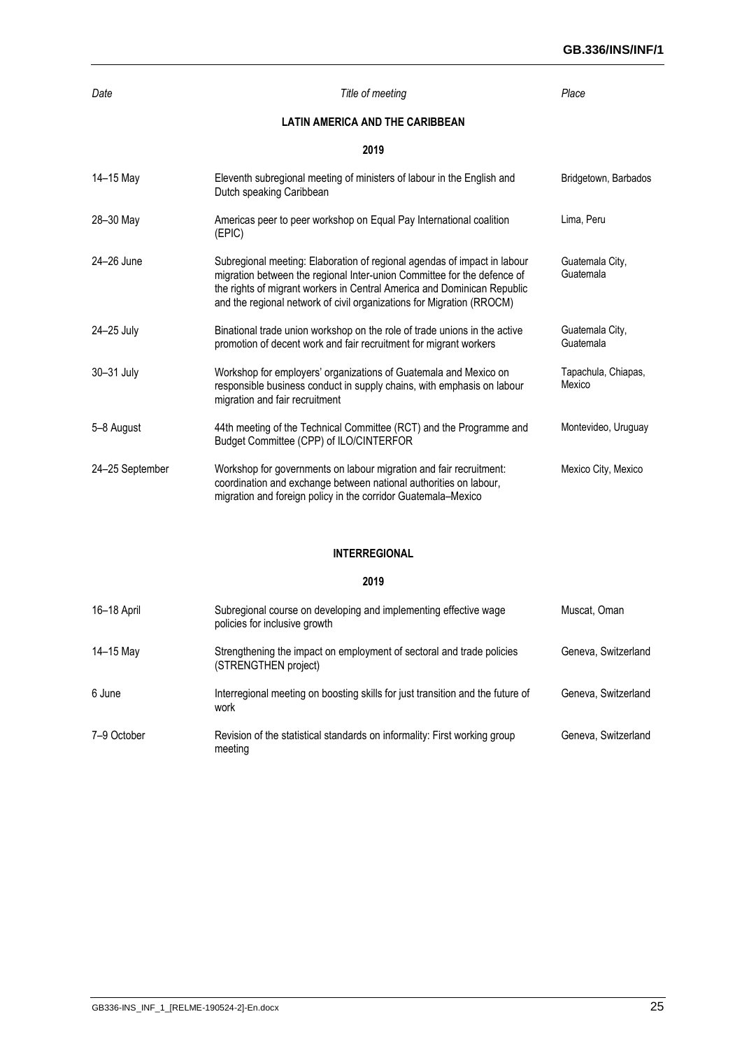| Date | Title of meeting | Place |
|---|---|---|
| **LATIN AMERICA AND THE CARIBBEAN** | | |
| **2019** | | |
| 14–15 May | Eleventh subregional meeting of ministers of labour in the English and Dutch speaking Caribbean | Bridgetown, Barbados |
| 28–30 May | Americas peer to peer workshop on Equal Pay International coalition (EPIC) | Lima, Peru |
| 24–26 June | Subregional meeting: Elaboration of regional agendas of impact in labour migration between the regional Inter-union Committee for the defence of the rights of migrant workers in Central America and Dominican Republic and the regional network of civil organizations for Migration (RROCM) | Guatemala City, Guatemala |
| 24–25 July | Binational trade union workshop on the role of trade unions in the active promotion of decent work and fair recruitment for migrant workers | Guatemala City, Guatemala |
| 30–31 July | Workshop for employers' organizations of Guatemala and Mexico on responsible business conduct in supply chains, with emphasis on labour migration and fair recruitment | Tapachula, Chiapas, Mexico |
| 5–8 August | 44th meeting of the Technical Committee (RCT) and the Programme and Budget Committee (CPP) of ILO/CINTERFOR | Montevideo, Uruguay |
| 24–25 September | Workshop for governments on labour migration and fair recruitment: coordination and exchange between national authorities on labour, migration and foreign policy in the corridor Guatemala–Mexico | Mexico City, Mexico |
| **INTERREGIONAL** | | |
| **2019** | | |
| 16–18 April | Subregional course on developing and implementing effective wage policies for inclusive growth | Muscat, Oman |
| 14–15 May | Strengthening the impact on employment of sectoral and trade policies (STRENGTHEN project) | Geneva, Switzerland |
| 6 June | Interregional meeting on boosting skills for just transition and the future of work | Geneva, Switzerland |
| 7–9 October | Revision of the statistical standards on informality: First working group meeting | Geneva, Switzerland |